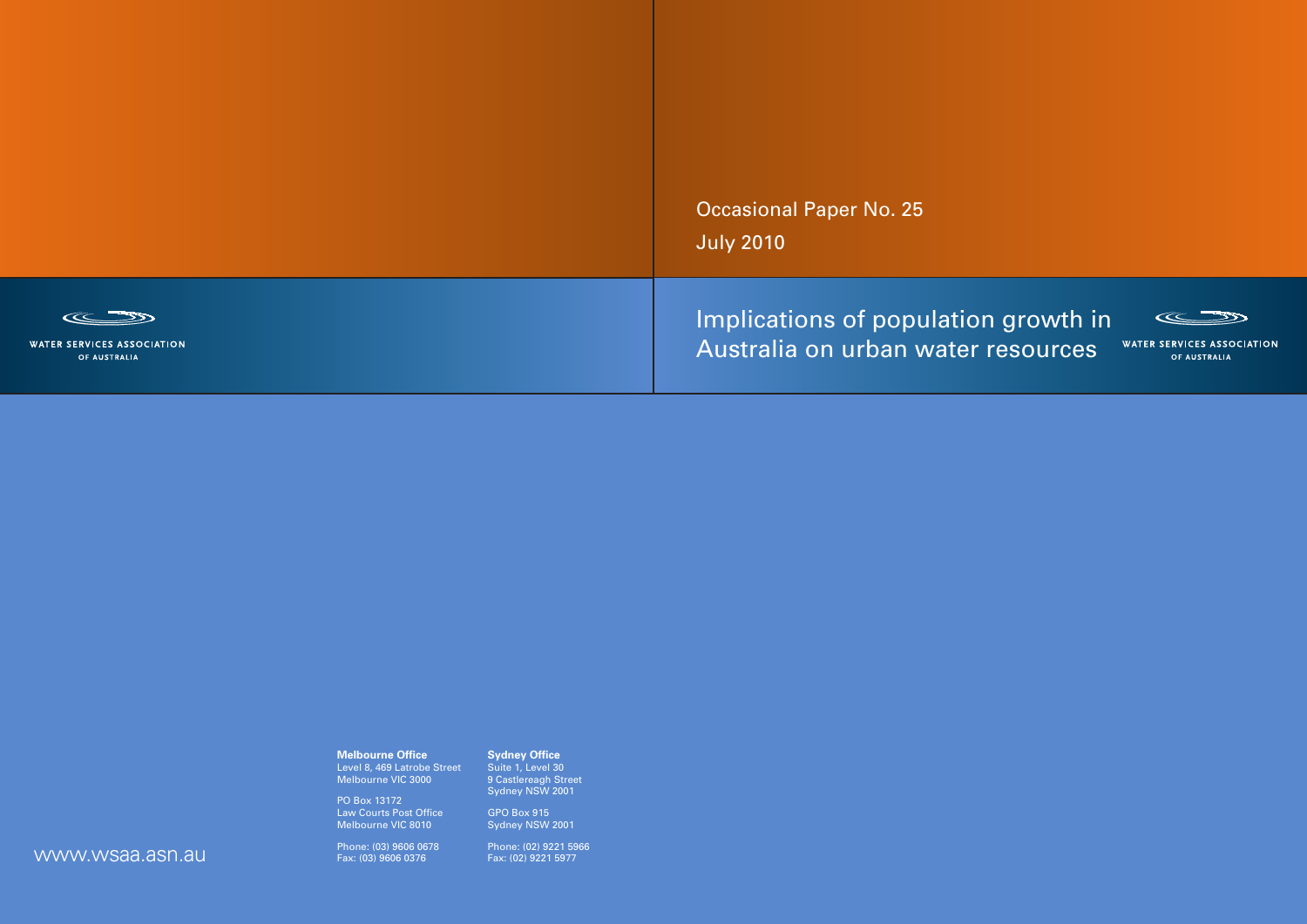Occasional Paper No. 25

July 2010

# Implications of population growth in Australia on urban water resources

WATER SERVICES ASSOCIATION OF AUSTRALIA

WATER SERVICES ASSOCIATION OF AUSTRALIA

**Melbourne Office**
Level 8, 469 Latrobe Street
Melbourne VIC 3000

PO Box 13172
Law Courts Post Office
Melbourne VIC 8010

Phone: (03) 9606 0678
Fax: (03) 9606 0376

**Sydney Office**
Suite 1, Level 30
9 Castlereagh Street
Sydney NSW 2001

GPO Box 915
Sydney NSW 2001

Phone: (02) 9221 5966
Fax: (02) 9221 5977

www.wsaa.asn.au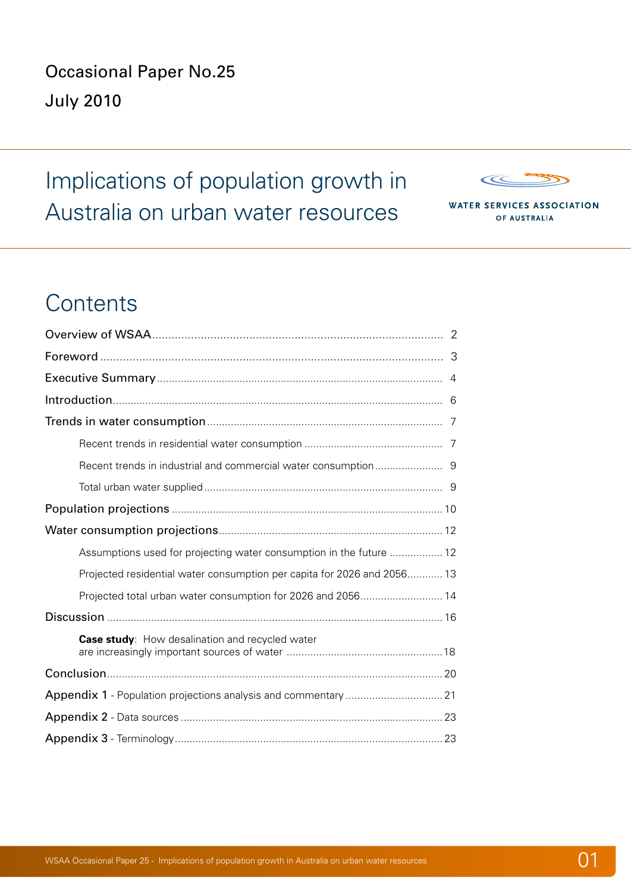Occasional Paper No.25

July 2010

# Implications of population growth in Australia on urban water resources

WATER SERVICES ASSOCIATION OF AUSTRALIA

## Contents

- Overview of WSAA .......... 2
- Foreword .......... 3
- Executive Summary .......... 4
- Introduction .......... 6
- Trends in water consumption .......... 7
  - Recent trends in residential water consumption .......... 7
  - Recent trends in industrial and commercial water consumption .......... 9
  - Total urban water supplied .......... 9
- Population projections .......... 10
- Water consumption projections .......... 12
  - Assumptions used for projecting water consumption in the future .......... 12
  - Projected residential water consumption per capita for 2026 and 2056 .......... 13
  - Projected total urban water consumption for 2026 and 2056 .......... 14
- Discussion .......... 16
  - **Case study**: How desalination and recycled water are increasingly important sources of water .......... 18
- Conclusion .......... 20
- Appendix 1 - Population projections analysis and commentary .......... 21
- Appendix 2 - Data sources .......... 23
- Appendix 3 - Terminology .......... 23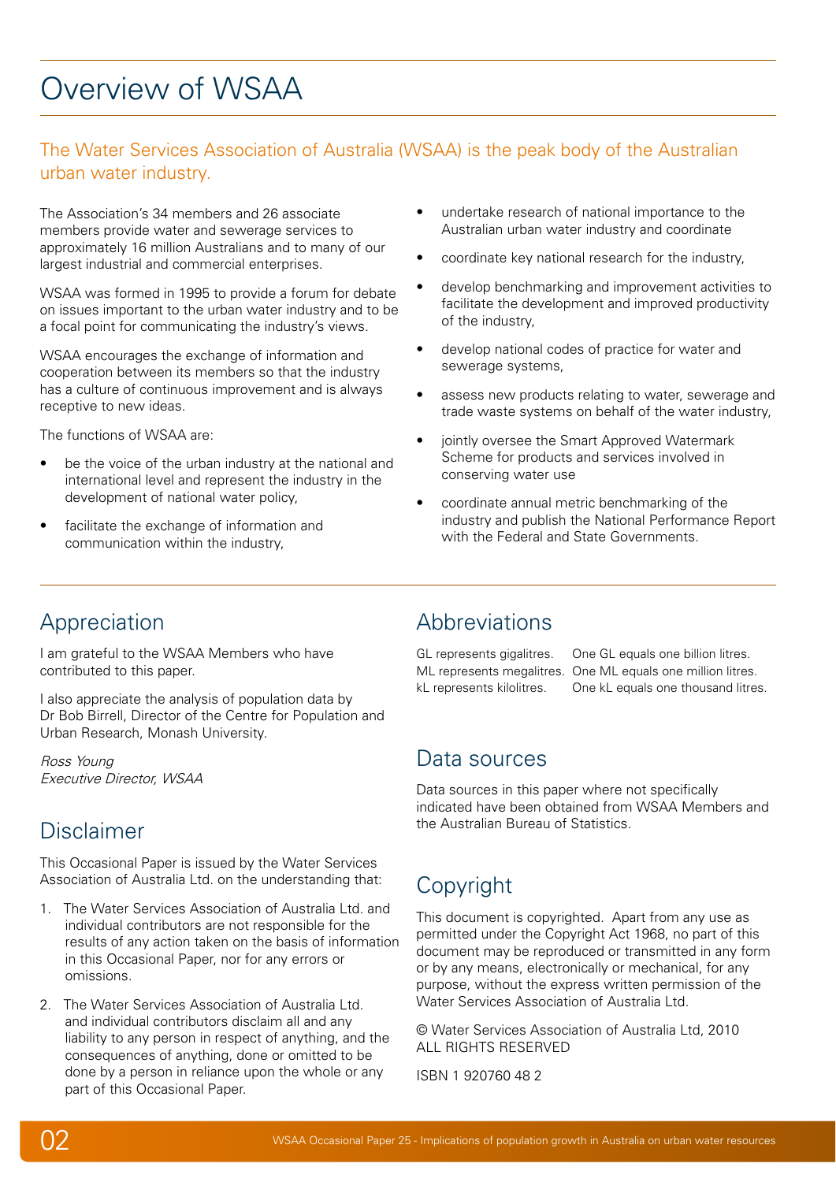# Overview of WSAA

The Water Services Association of Australia (WSAA) is the peak body of the Australian urban water industry.

The Association's 34 members and 26 associate members provide water and sewerage services to approximately 16 million Australians and to many of our largest industrial and commercial enterprises.

WSAA was formed in 1995 to provide a forum for debate on issues important to the urban water industry and to be a focal point for communicating the industry's views.

WSAA encourages the exchange of information and cooperation between its members so that the industry has a culture of continuous improvement and is always receptive to new ideas.

The functions of WSAA are:

- be the voice of the urban industry at the national and international level and represent the industry in the development of national water policy,
- facilitate the exchange of information and communication within the industry,
- undertake research of national importance to the Australian urban water industry and coordinate
- coordinate key national research for the industry,
- develop benchmarking and improvement activities to facilitate the development and improved productivity of the industry,
- develop national codes of practice for water and sewerage systems,
- assess new products relating to water, sewerage and trade waste systems on behalf of the water industry,
- jointly oversee the Smart Approved Watermark Scheme for products and services involved in conserving water use
- coordinate annual metric benchmarking of the industry and publish the National Performance Report with the Federal and State Governments.

## Appreciation

I am grateful to the WSAA Members who have contributed to this paper.

I also appreciate the analysis of population data by Dr Bob Birrell, Director of the Centre for Population and Urban Research, Monash University.

*Ross Young*
*Executive Director, WSAA*

## Disclaimer

This Occasional Paper is issued by the Water Services Association of Australia Ltd. on the understanding that:

1. The Water Services Association of Australia Ltd. and individual contributors are not responsible for the results of any action taken on the basis of information in this Occasional Paper, nor for any errors or omissions.
2. The Water Services Association of Australia Ltd. and individual contributors disclaim all and any liability to any person in respect of anything, and the consequences of anything, done or omitted to be done by a person in reliance upon the whole or any part of this Occasional Paper.

## Abbreviations

GL represents gigalitres. One GL equals one billion litres.
ML represents megalitres. One ML equals one million litres.
kL represents kilolitres. One kL equals one thousand litres.

## Data sources

Data sources in this paper where not specifically indicated have been obtained from WSAA Members and the Australian Bureau of Statistics.

## Copyright

This document is copyrighted. Apart from any use as permitted under the Copyright Act 1968, no part of this document may be reproduced or transmitted in any form or by any means, electronically or mechanical, for any purpose, without the express written permission of the Water Services Association of Australia Ltd.

© Water Services Association of Australia Ltd, 2010
ALL RIGHTS RESERVED

ISBN 1 920760 48 2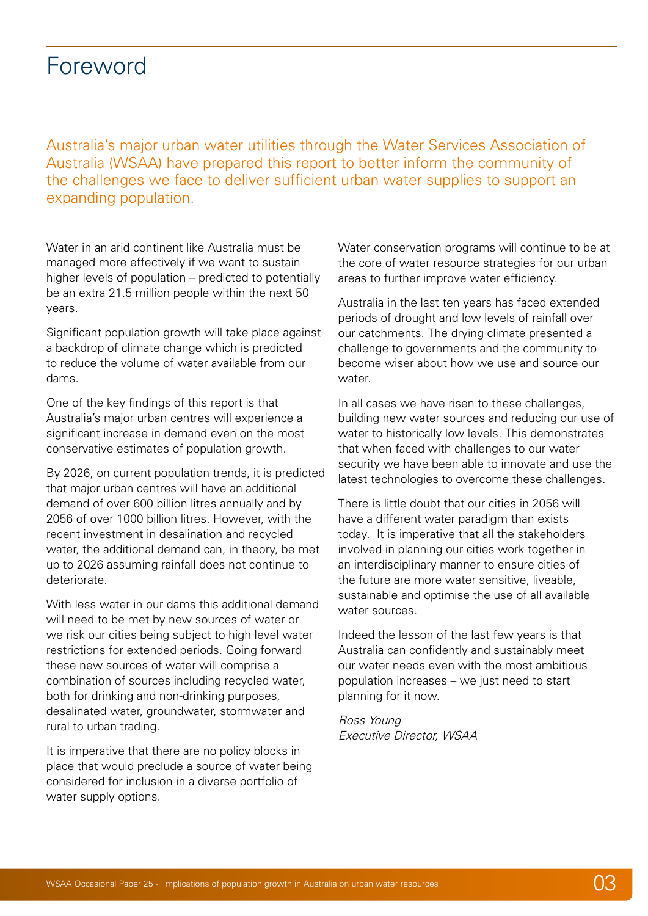# Foreword

Australia's major urban water utilities through the Water Services Association of Australia (WSAA) have prepared this report to better inform the community of the challenges we face to deliver sufficient urban water supplies to support an expanding population.

Water in an arid continent like Australia must be managed more effectively if we want to sustain higher levels of population – predicted to potentially be an extra 21.5 million people within the next 50 years.

Significant population growth will take place against a backdrop of climate change which is predicted to reduce the volume of water available from our dams.

One of the key findings of this report is that Australia's major urban centres will experience a significant increase in demand even on the most conservative estimates of population growth.

By 2026, on current population trends, it is predicted that major urban centres will have an additional demand of over 600 billion litres annually and by 2056 of over 1000 billion litres. However, with the recent investment in desalination and recycled water, the additional demand can, in theory, be met up to 2026 assuming rainfall does not continue to deteriorate.

With less water in our dams this additional demand will need to be met by new sources of water or we risk our cities being subject to high level water restrictions for extended periods. Going forward these new sources of water will comprise a combination of sources including recycled water, both for drinking and non-drinking purposes, desalinated water, groundwater, stormwater and rural to urban trading.

It is imperative that there are no policy blocks in place that would preclude a source of water being considered for inclusion in a diverse portfolio of water supply options.

Water conservation programs will continue to be at the core of water resource strategies for our urban areas to further improve water efficiency.

Australia in the last ten years has faced extended periods of drought and low levels of rainfall over our catchments. The drying climate presented a challenge to governments and the community to become wiser about how we use and source our water.

In all cases we have risen to these challenges, building new water sources and reducing our use of water to historically low levels. This demonstrates that when faced with challenges to our water security we have been able to innovate and use the latest technologies to overcome these challenges.

There is little doubt that our cities in 2056 will have a different water paradigm than exists today. It is imperative that all the stakeholders involved in planning our cities work together in an interdisciplinary manner to ensure cities of the future are more water sensitive, liveable, sustainable and optimise the use of all available water sources.

Indeed the lesson of the last few years is that Australia can confidently and sustainably meet our water needs even with the most ambitious population increases – we just need to start planning for it now.

*Ross Young*
*Executive Director, WSAA*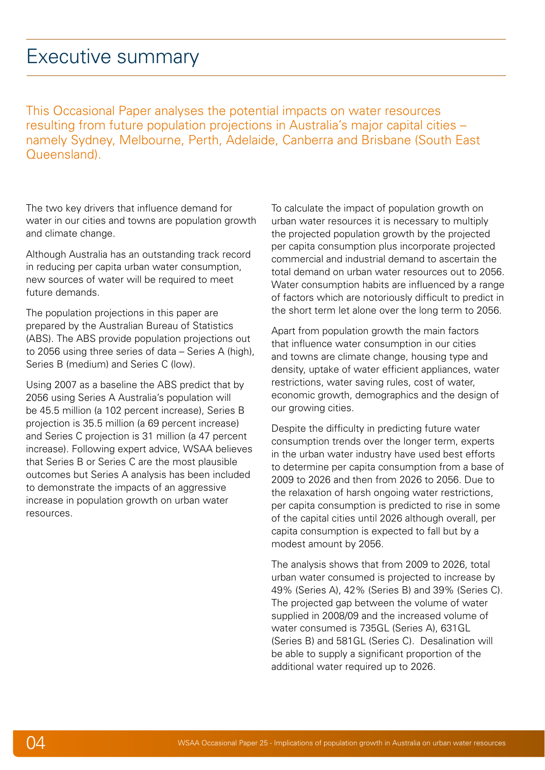# Executive summary

This Occasional Paper analyses the potential impacts on water resources resulting from future population projections in Australia's major capital cities – namely Sydney, Melbourne, Perth, Adelaide, Canberra and Brisbane (South East Queensland).

The two key drivers that influence demand for water in our cities and towns are population growth and climate change.

Although Australia has an outstanding track record in reducing per capita urban water consumption, new sources of water will be required to meet future demands.

The population projections in this paper are prepared by the Australian Bureau of Statistics (ABS). The ABS provide population projections out to 2056 using three series of data – Series A (high), Series B (medium) and Series C (low).

Using 2007 as a baseline the ABS predict that by 2056 using Series A Australia's population will be 45.5 million (a 102 percent increase), Series B projection is 35.5 million (a 69 percent increase) and Series C projection is 31 million (a 47 percent increase). Following expert advice, WSAA believes that Series B or Series C are the most plausible outcomes but Series A analysis has been included to demonstrate the impacts of an aggressive increase in population growth on urban water resources.

To calculate the impact of population growth on urban water resources it is necessary to multiply the projected population growth by the projected per capita consumption plus incorporate projected commercial and industrial demand to ascertain the total demand on urban water resources out to 2056. Water consumption habits are influenced by a range of factors which are notoriously difficult to predict in the short term let alone over the long term to 2056.

Apart from population growth the main factors that influence water consumption in our cities and towns are climate change, housing type and density, uptake of water efficient appliances, water restrictions, water saving rules, cost of water, economic growth, demographics and the design of our growing cities.

Despite the difficulty in predicting future water consumption trends over the longer term, experts in the urban water industry have used best efforts to determine per capita consumption from a base of 2009 to 2026 and then from 2026 to 2056. Due to the relaxation of harsh ongoing water restrictions, per capita consumption is predicted to rise in some of the capital cities until 2026 although overall, per capita consumption is expected to fall but by a modest amount by 2056.

The analysis shows that from 2009 to 2026, total urban water consumed is projected to increase by 49% (Series A), 42% (Series B) and 39% (Series C). The projected gap between the volume of water supplied in 2008/09 and the increased volume of water consumed is 735GL (Series A), 631GL (Series B) and 581GL (Series C). Desalination will be able to supply a significant proportion of the additional water required up to 2026.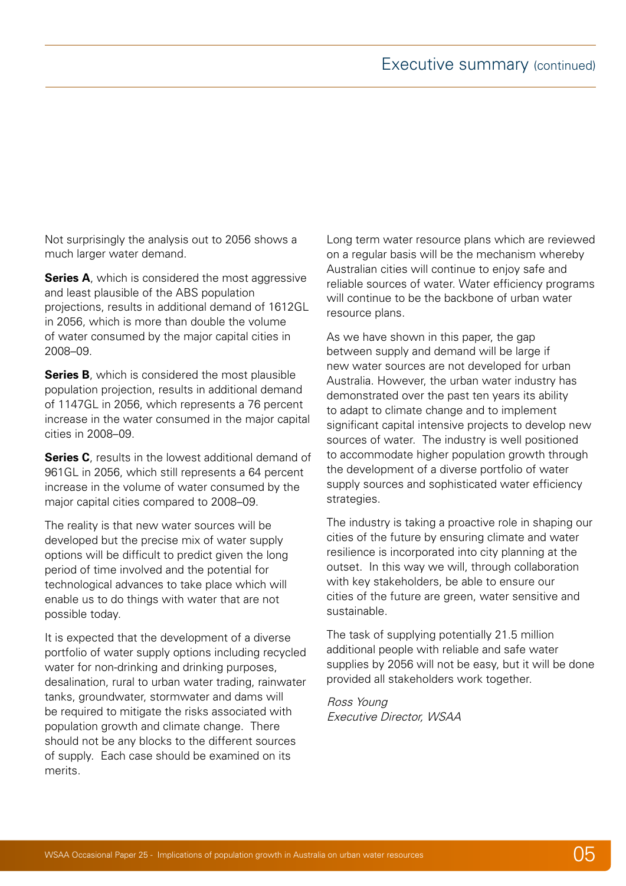Not surprisingly the analysis out to 2056 shows a much larger water demand.

**Series A**, which is considered the most aggressive and least plausible of the ABS population projections, results in additional demand of 1612GL in 2056, which is more than double the volume of water consumed by the major capital cities in 2008–09.

**Series B**, which is considered the most plausible population projection, results in additional demand of 1147GL in 2056, which represents a 76 percent increase in the water consumed in the major capital cities in 2008–09.

**Series C**, results in the lowest additional demand of 961GL in 2056, which still represents a 64 percent increase in the volume of water consumed by the major capital cities compared to 2008–09.

The reality is that new water sources will be developed but the precise mix of water supply options will be difficult to predict given the long period of time involved and the potential for technological advances to take place which will enable us to do things with water that are not possible today.

It is expected that the development of a diverse portfolio of water supply options including recycled water for non-drinking and drinking purposes, desalination, rural to urban water trading, rainwater tanks, groundwater, stormwater and dams will be required to mitigate the risks associated with population growth and climate change. There should not be any blocks to the different sources of supply. Each case should be examined on its merits.

Long term water resource plans which are reviewed on a regular basis will be the mechanism whereby Australian cities will continue to enjoy safe and reliable sources of water. Water efficiency programs will continue to be the backbone of urban water resource plans.

As we have shown in this paper, the gap between supply and demand will be large if new water sources are not developed for urban Australia. However, the urban water industry has demonstrated over the past ten years its ability to adapt to climate change and to implement significant capital intensive projects to develop new sources of water. The industry is well positioned to accommodate higher population growth through the development of a diverse portfolio of water supply sources and sophisticated water efficiency strategies.

The industry is taking a proactive role in shaping our cities of the future by ensuring climate and water resilience is incorporated into city planning at the outset. In this way we will, through collaboration with key stakeholders, be able to ensure our cities of the future are green, water sensitive and sustainable.

The task of supplying potentially 21.5 million additional people with reliable and safe water supplies by 2056 will not be easy, but it will be done provided all stakeholders work together.

*Ross Young*
*Executive Director, WSAA*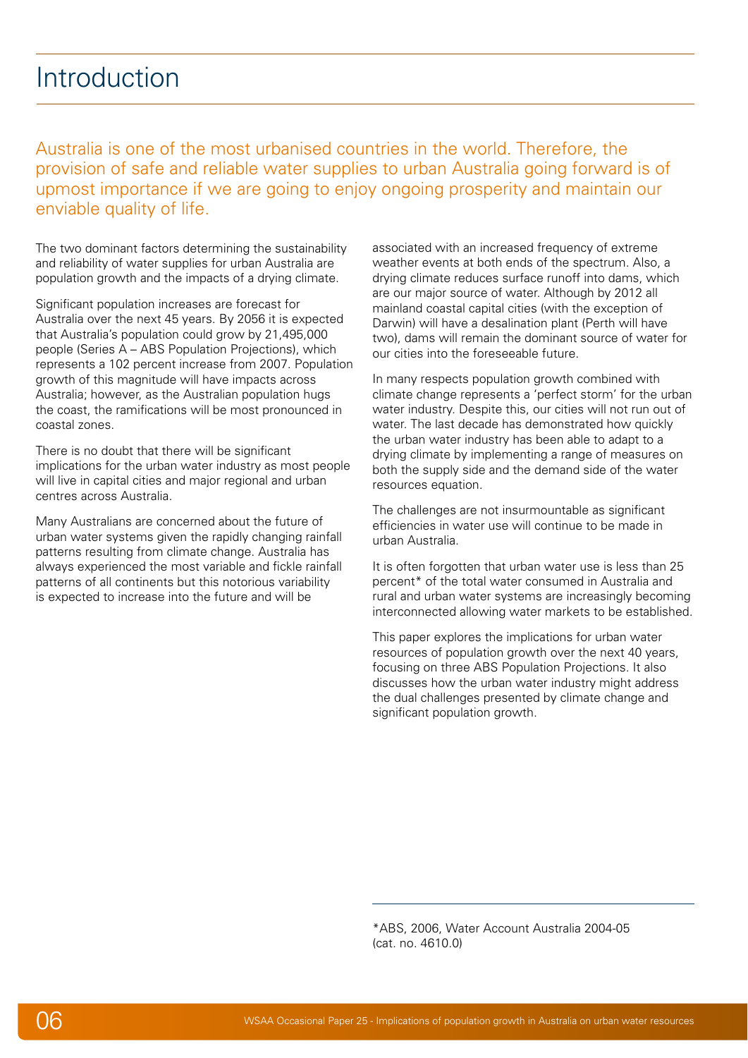# Introduction

Australia is one of the most urbanised countries in the world. Therefore, the provision of safe and reliable water supplies to urban Australia going forward is of upmost importance if we are going to enjoy ongoing prosperity and maintain our enviable quality of life.

The two dominant factors determining the sustainability and reliability of water supplies for urban Australia are population growth and the impacts of a drying climate.

Significant population increases are forecast for Australia over the next 45 years. By 2056 it is expected that Australia's population could grow by 21,495,000 people (Series A – ABS Population Projections), which represents a 102 percent increase from 2007. Population growth of this magnitude will have impacts across Australia; however, as the Australian population hugs the coast, the ramifications will be most pronounced in coastal zones.

There is no doubt that there will be significant implications for the urban water industry as most people will live in capital cities and major regional and urban centres across Australia.

Many Australians are concerned about the future of urban water systems given the rapidly changing rainfall patterns resulting from climate change. Australia has always experienced the most variable and fickle rainfall patterns of all continents but this notorious variability is expected to increase into the future and will be associated with an increased frequency of extreme weather events at both ends of the spectrum. Also, a drying climate reduces surface runoff into dams, which are our major source of water. Although by 2012 all mainland coastal capital cities (with the exception of Darwin) will have a desalination plant (Perth will have two), dams will remain the dominant source of water for our cities into the foreseeable future.

In many respects population growth combined with climate change represents a 'perfect storm' for the urban water industry. Despite this, our cities will not run out of water. The last decade has demonstrated how quickly the urban water industry has been able to adapt to a drying climate by implementing a range of measures on both the supply side and the demand side of the water resources equation.

The challenges are not insurmountable as significant efficiencies in water use will continue to be made in urban Australia.

It is often forgotten that urban water use is less than 25 percent* of the total water consumed in Australia and rural and urban water systems are increasingly becoming interconnected allowing water markets to be established.

This paper explores the implications for urban water resources of population growth over the next 40 years, focusing on three ABS Population Projections. It also discusses how the urban water industry might address the dual challenges presented by climate change and significant population growth.

---

*ABS, 2006, Water Account Australia 2004-05 (cat. no. 4610.0)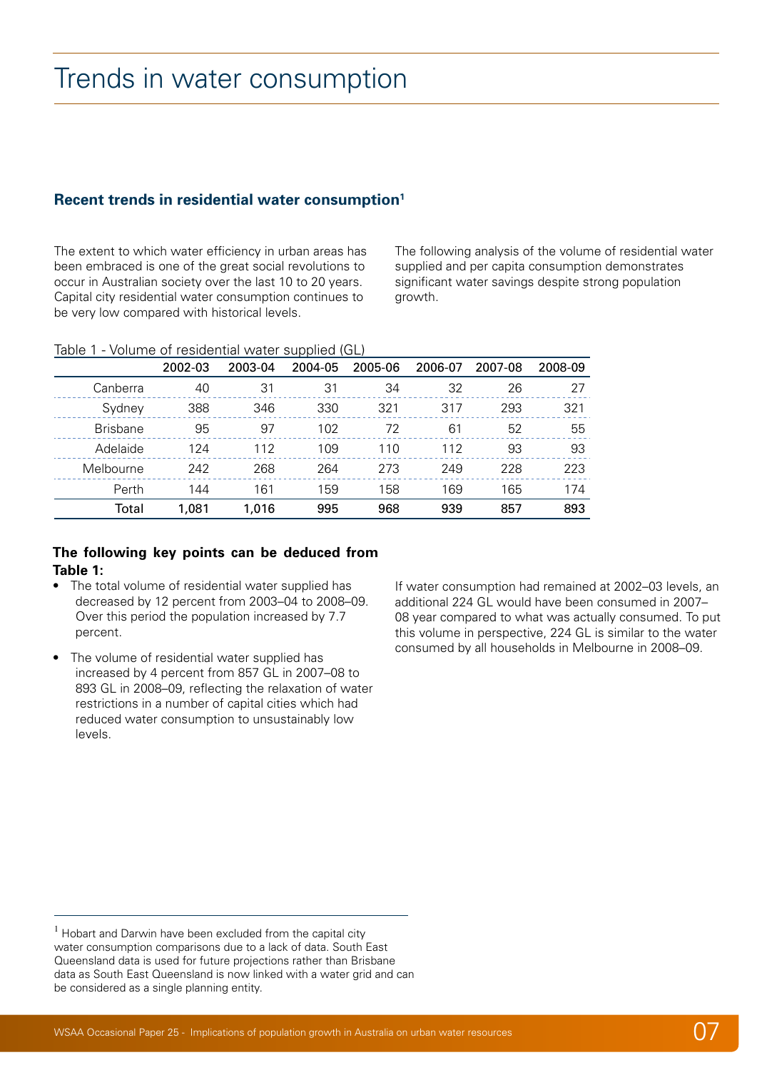# Trends in water consumption

### Recent trends in residential water consumption[1]

The extent to which water efficiency in urban areas has been embraced is one of the great social revolutions to occur in Australian society over the last 10 to 20 years. Capital city residential water consumption continues to be very low compared with historical levels.

The following analysis of the volume of residential water supplied and per capita consumption demonstrates significant water savings despite strong population growth.

Table 1 - Volume of residential water supplied (GL)

| | 2002-03 | 2003-04 | 2004-05 | 2005-06 | 2006-07 | 2007-08 | 2008-09 |
|---|---|---|---|---|---|---|---|
| Canberra | 40 | 31 | 31 | 34 | 32 | 26 | 27 |
| Sydney | 388 | 346 | 330 | 321 | 317 | 293 | 321 |
| Brisbane | 95 | 97 | 102 | 72 | 61 | 52 | 55 |
| Adelaide | 124 | 112 | 109 | 110 | 112 | 93 | 93 |
| Melbourne | 242 | 268 | 264 | 273 | 249 | 228 | 223 |
| Perth | 144 | 161 | 159 | 158 | 169 | 165 | 174 |
| **Total** | **1,081** | **1,016** | **995** | **968** | **939** | **857** | **893** |

**The following key points can be deduced from Table 1:**

- The total volume of residential water supplied has decreased by 12 percent from 2003–04 to 2008–09. Over this period the population increased by 7.7 percent.
- The volume of residential water supplied has increased by 4 percent from 857 GL in 2007–08 to 893 GL in 2008–09, reflecting the relaxation of water restrictions in a number of capital cities which had reduced water consumption to unsustainably low levels.

If water consumption had remained at 2002–03 levels, an additional 224 GL would have been consumed in 2007–08 year compared to what was actually consumed. To put this volume in perspective, 224 GL is similar to the water consumed by all households in Melbourne in 2008–09.

[1] Hobart and Darwin have been excluded from the capital city water consumption comparisons due to a lack of data. South East Queensland data is used for future projections rather than Brisbane data as South East Queensland is now linked with a water grid and can be considered as a single planning entity.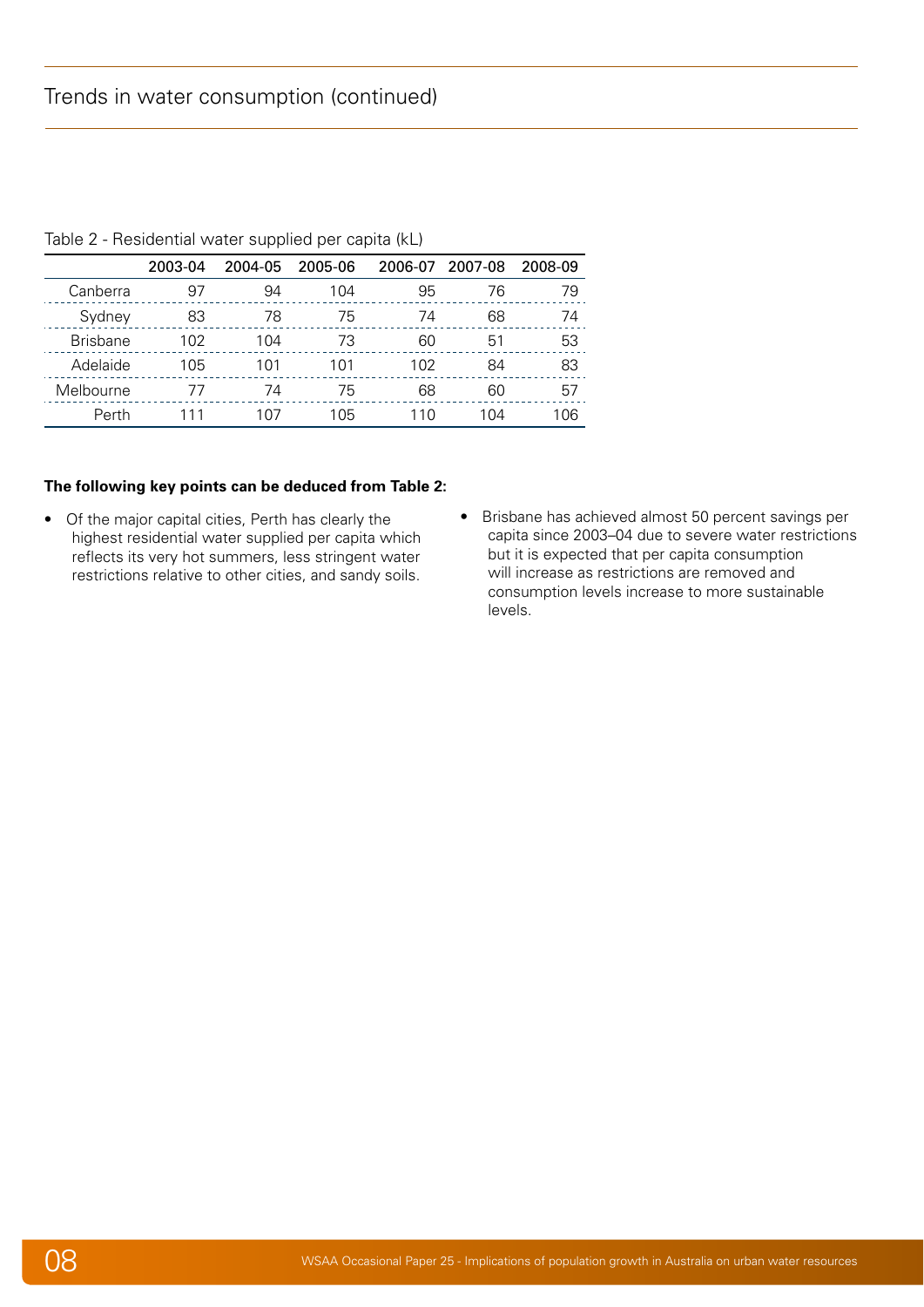## Trends in water consumption (continued)

Table 2 - Residential water supplied per capita (kL)

| | 2003-04 | 2004-05 | 2005-06 | 2006-07 | 2007-08 | 2008-09 |
|---|---|---|---|---|---|---|
| Canberra | 97 | 94 | 104 | 95 | 76 | 79 |
| Sydney | 83 | 78 | 75 | 74 | 68 | 74 |
| Brisbane | 102 | 104 | 73 | 60 | 51 | 53 |
| Adelaide | 105 | 101 | 101 | 102 | 84 | 83 |
| Melbourne | 77 | 74 | 75 | 68 | 60 | 57 |
| Perth | 111 | 107 | 105 | 110 | 104 | 106 |

**The following key points can be deduced from Table 2:**

- Of the major capital cities, Perth has clearly the highest residential water supplied per capita which reflects its very hot summers, less stringent water restrictions relative to other cities, and sandy soils.
- Brisbane has achieved almost 50 percent savings per capita since 2003–04 due to severe water restrictions but it is expected that per capita consumption will increase as restrictions are removed and consumption levels increase to more sustainable levels.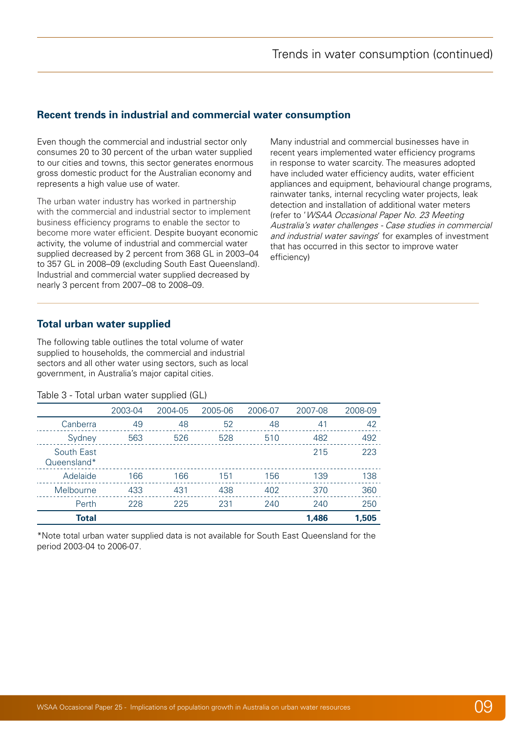## Recent trends in industrial and commercial water consumption

Even though the commercial and industrial sector only consumes 20 to 30 percent of the urban water supplied to our cities and towns, this sector generates enormous gross domestic product for the Australian economy and represents a high value use of water.

The urban water industry has worked in partnership with the commercial and industrial sector to implement business efficiency programs to enable the sector to become more water efficient. Despite buoyant economic activity, the volume of industrial and commercial water supplied decreased by 2 percent from 368 GL in 2003–04 to 357 GL in 2008–09 (excluding South East Queensland). Industrial and commercial water supplied decreased by nearly 3 percent from 2007–08 to 2008–09.

Many industrial and commercial businesses have in recent years implemented water efficiency programs in response to water scarcity. The measures adopted have included water efficiency audits, water efficient appliances and equipment, behavioural change programs, rainwater tanks, internal recycling water projects, leak detection and installation of additional water meters (refer to '*WSAA Occasional Paper No. 23 Meeting Australia's water challenges - Case studies in commercial and industrial water savings*' for examples of investment that has occurred in this sector to improve water efficiency)

## Total urban water supplied

The following table outlines the total volume of water supplied to households, the commercial and industrial sectors and all other water using sectors, such as local government, in Australia's major capital cities.

Table 3 - Total urban water supplied (GL)

| | 2003-04 | 2004-05 | 2005-06 | 2006-07 | 2007-08 | 2008-09 |
|---|---|---|---|---|---|---|
| Canberra | 49 | 48 | 52 | 48 | 41 | 42 |
| Sydney | 563 | 526 | 528 | 510 | 482 | 492 |
| South East Queensland* | | | | | 215 | 223 |
| Adelaide | 166 | 166 | 151 | 156 | 139 | 138 |
| Melbourne | 433 | 431 | 438 | 402 | 370 | 360 |
| Perth | 228 | 225 | 231 | 240 | 240 | 250 |
| **Total** | | | | | **1,486** | **1,505** |

*Note total urban water supplied data is not available for South East Queensland for the period 2003-04 to 2006-07.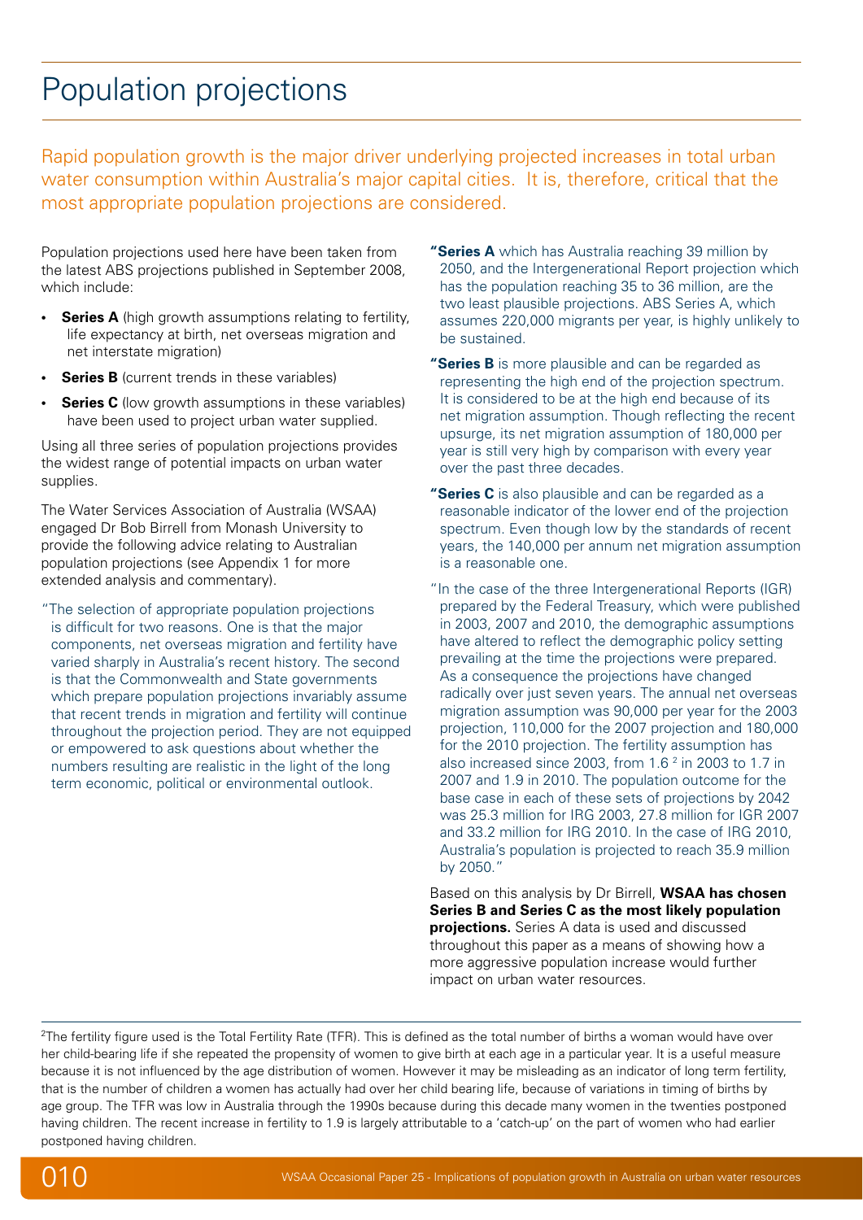# Population projections

Rapid population growth is the major driver underlying projected increases in total urban water consumption within Australia's major capital cities. It is, therefore, critical that the most appropriate population projections are considered.

Population projections used here have been taken from the latest ABS projections published in September 2008, which include:

- **Series A** (high growth assumptions relating to fertility, life expectancy at birth, net overseas migration and net interstate migration)
- **Series B** (current trends in these variables)
- **Series C** (low growth assumptions in these variables) have been used to project urban water supplied.

Using all three series of population projections provides the widest range of potential impacts on urban water supplies.

The Water Services Association of Australia (WSAA) engaged Dr Bob Birrell from Monash University to provide the following advice relating to Australian population projections (see Appendix 1 for more extended analysis and commentary).

"The selection of appropriate population projections is difficult for two reasons. One is that the major components, net overseas migration and fertility have varied sharply in Australia's recent history. The second is that the Commonwealth and State governments which prepare population projections invariably assume that recent trends in migration and fertility will continue throughout the projection period. They are not equipped or empowered to ask questions about whether the numbers resulting are realistic in the light of the long term economic, political or environmental outlook.

"**Series A** which has Australia reaching 39 million by 2050, and the Intergenerational Report projection which has the population reaching 35 to 36 million, are the two least plausible projections. ABS Series A, which assumes 220,000 migrants per year, is highly unlikely to be sustained.

"**Series B** is more plausible and can be regarded as representing the high end of the projection spectrum. It is considered to be at the high end because of its net migration assumption. Though reflecting the recent upsurge, its net migration assumption of 180,000 per year is still very high by comparison with every year over the past three decades.

"**Series C** is also plausible and can be regarded as a reasonable indicator of the lower end of the projection spectrum. Even though low by the standards of recent years, the 140,000 per annum net migration assumption is a reasonable one.

"In the case of the three Intergenerational Reports (IGR) prepared by the Federal Treasury, which were published in 2003, 2007 and 2010, the demographic assumptions have altered to reflect the demographic policy setting prevailing at the time the projections were prepared. As a consequence the projections have changed radically over just seven years. The annual net overseas migration assumption was 90,000 per year for the 2003 projection, 110,000 for the 2007 projection and 180,000 for the 2010 projection. The fertility assumption has also increased since 2003, from 1.6 [2] in 2003 to 1.7 in 2007 and 1.9 in 2010. The population outcome for the base case in each of these sets of projections by 2042 was 25.3 million for IRG 2003, 27.8 million for IGR 2007 and 33.2 million for IRG 2010. In the case of IRG 2010, Australia's population is projected to reach 35.9 million by 2050."

Based on this analysis by Dr Birrell, **WSAA has chosen Series B and Series C as the most likely population projections.** Series A data is used and discussed throughout this paper as a means of showing how a more aggressive population increase would further impact on urban water resources.

---

[2]The fertility figure used is the Total Fertility Rate (TFR). This is defined as the total number of births a woman would have over her child-bearing life if she repeated the propensity of women to give birth at each age in a particular year. It is a useful measure because it is not influenced by the age distribution of women. However it may be misleading as an indicator of long term fertility, that is the number of children a women has actually had over her child bearing life, because of variations in timing of births by age group. The TFR was low in Australia through the 1990s because during this decade many women in the twenties postponed having children. The recent increase in fertility to 1.9 is largely attributable to a 'catch-up' on the part of women who had earlier postponed having children.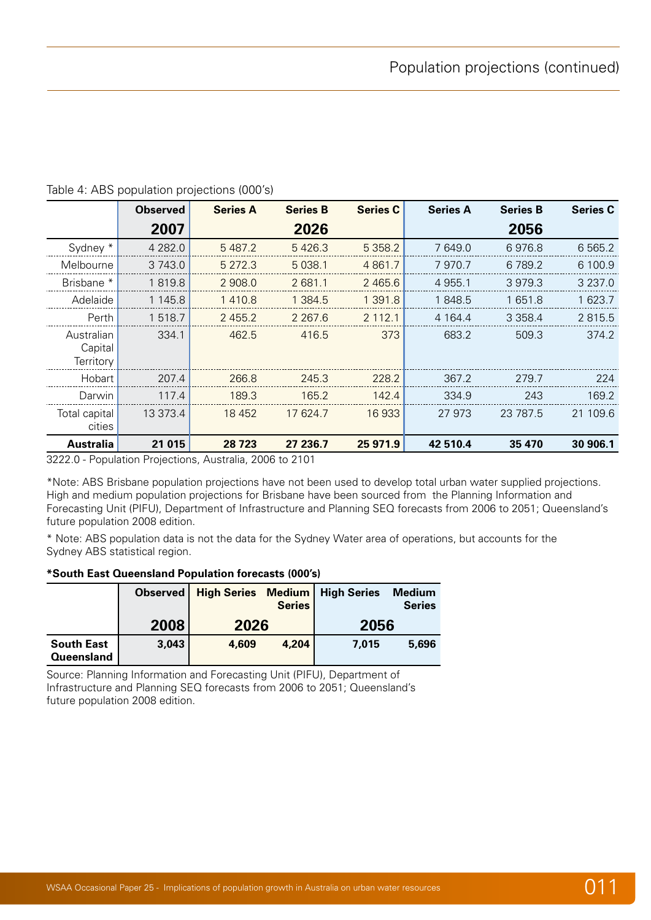Table 4: ABS population projections (000's)

| | Observed | Series A | Series B | Series C | Series A | Series B | Series C |
|---|---|---|---|---|---|---|---|
| | **2007** | | **2026** | | | **2056** | |
| Sydney * | 4 282.0 | 5 487.2 | 5 426.3 | 5 358.2 | 7 649.0 | 6 976.8 | 6 565.2 |
| Melbourne | 3 743.0 | 5 272.3 | 5 038.1 | 4 861.7 | 7 970.7 | 6 789.2 | 6 100.9 |
| Brisbane * | 1 819.8 | 2 908.0 | 2 681.1 | 2 465.6 | 4 955.1 | 3 979.3 | 3 237.0 |
| Adelaide | 1 145.8 | 1 410.8 | 1 384.5 | 1 391.8 | 1 848.5 | 1 651.8 | 1 623.7 |
| Perth | 1 518.7 | 2 455.2 | 2 267.6 | 2 112.1 | 4 164.4 | 3 358.4 | 2 815.5 |
| Australian Capital Territory | 334.1 | 462.5 | 416.5 | 373 | 683.2 | 509.3 | 374.2 |
| Hobart | 207.4 | 266.8 | 245.3 | 228.2 | 367.2 | 279.7 | 224 |
| Darwin | 117.4 | 189.3 | 165.2 | 142.4 | 334.9 | 243 | 169.2 |
| Total capital cities | 13 373.4 | 18 452 | 17 624.7 | 16 933 | 27 973 | 23 787.5 | 21 109.6 |
| **Australia** | **21 015** | **28 723** | **27 236.7** | **25 971.9** | **42 510.4** | **35 470** | **30 906.1** |

3222.0 - Population Projections, Australia, 2006 to 2101

*Note: ABS Brisbane population projections have not been used to develop total urban water supplied projections. High and medium population projections for Brisbane have been sourced from the Planning Information and Forecasting Unit (PIFU), Department of Infrastructure and Planning SEQ forecasts from 2006 to 2051; Queensland's future population 2008 edition.

* Note: ABS population data is not the data for the Sydney Water area of operations, but accounts for the Sydney ABS statistical region.

**\*South East Queensland Population forecasts (000's)**

| | Observed | High Series | Medium Series | High Series | Medium Series |
|---|---|---|---|---|---|
| | **2008** | **2026** | | **2056** | |
| **South East Queensland** | **3,043** | **4,609** | **4,204** | **7,015** | **5,696** |

Source: Planning Information and Forecasting Unit (PIFU), Department of Infrastructure and Planning SEQ forecasts from 2006 to 2051; Queensland's future population 2008 edition.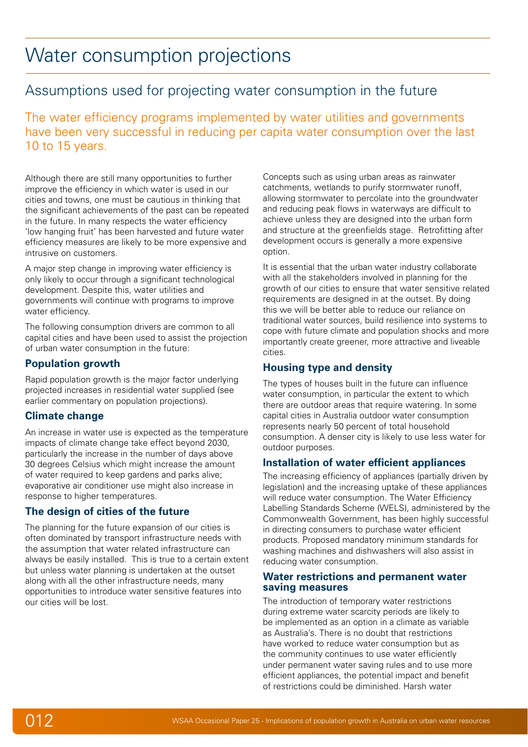# Water consumption projections

## Assumptions used for projecting water consumption in the future

The water efficiency programs implemented by water utilities and governments have been very successful in reducing per capita water consumption over the last 10 to 15 years.

Although there are still many opportunities to further improve the efficiency in which water is used in our cities and towns, one must be cautious in thinking that the significant achievements of the past can be repeated in the future. In many respects the water efficiency 'low hanging fruit' has been harvested and future water efficiency measures are likely to be more expensive and intrusive on customers.

A major step change in improving water efficiency is only likely to occur through a significant technological development. Despite this, water utilities and governments will continue with programs to improve water efficiency.

The following consumption drivers are common to all capital cities and have been used to assist the projection of urban water consumption in the future:

### Population growth

Rapid population growth is the major factor underlying projected increases in residential water supplied (see earlier commentary on population projections).

### Climate change

An increase in water use is expected as the temperature impacts of climate change take effect beyond 2030, particularly the increase in the number of days above 30 degrees Celsius which might increase the amount of water required to keep gardens and parks alive; evaporative air conditioner use might also increase in response to higher temperatures.

### The design of cities of the future

The planning for the future expansion of our cities is often dominated by transport infrastructure needs with the assumption that water related infrastructure can always be easily installed. This is true to a certain extent but unless water planning is undertaken at the outset along with all the other infrastructure needs, many opportunities to introduce water sensitive features into our cities will be lost.

Concepts such as using urban areas as rainwater catchments, wetlands to purify stormwater runoff, allowing stormwater to percolate into the groundwater and reducing peak flows in waterways are difficult to achieve unless they are designed into the urban form and structure at the greenfields stage. Retrofitting after development occurs is generally a more expensive option.

It is essential that the urban water industry collaborate with all the stakeholders involved in planning for the growth of our cities to ensure that water sensitive related requirements are designed in at the outset. By doing this we will be better able to reduce our reliance on traditional water sources, build resilience into systems to cope with future climate and population shocks and more importantly create greener, more attractive and liveable cities.

### Housing type and density

The types of houses built in the future can influence water consumption, in particular the extent to which there are outdoor areas that require watering. In some capital cities in Australia outdoor water consumption represents nearly 50 percent of total household consumption. A denser city is likely to use less water for outdoor purposes.

### Installation of water efficient appliances

The increasing efficiency of appliances (partially driven by legislation) and the increasing uptake of these appliances will reduce water consumption. The Water Efficiency Labelling Standards Scheme (WELS), administered by the Commonwealth Government, has been highly successful in directing consumers to purchase water efficient products. Proposed mandatory minimum standards for washing machines and dishwashers will also assist in reducing water consumption.

### Water restrictions and permanent water saving measures

The introduction of temporary water restrictions during extreme water scarcity periods are likely to be implemented as an option in a climate as variable as Australia's. There is no doubt that restrictions have worked to reduce water consumption but as the community continues to use water efficiently under permanent water saving rules and to use more efficient appliances, the potential impact and benefit of restrictions could be diminished. Harsh water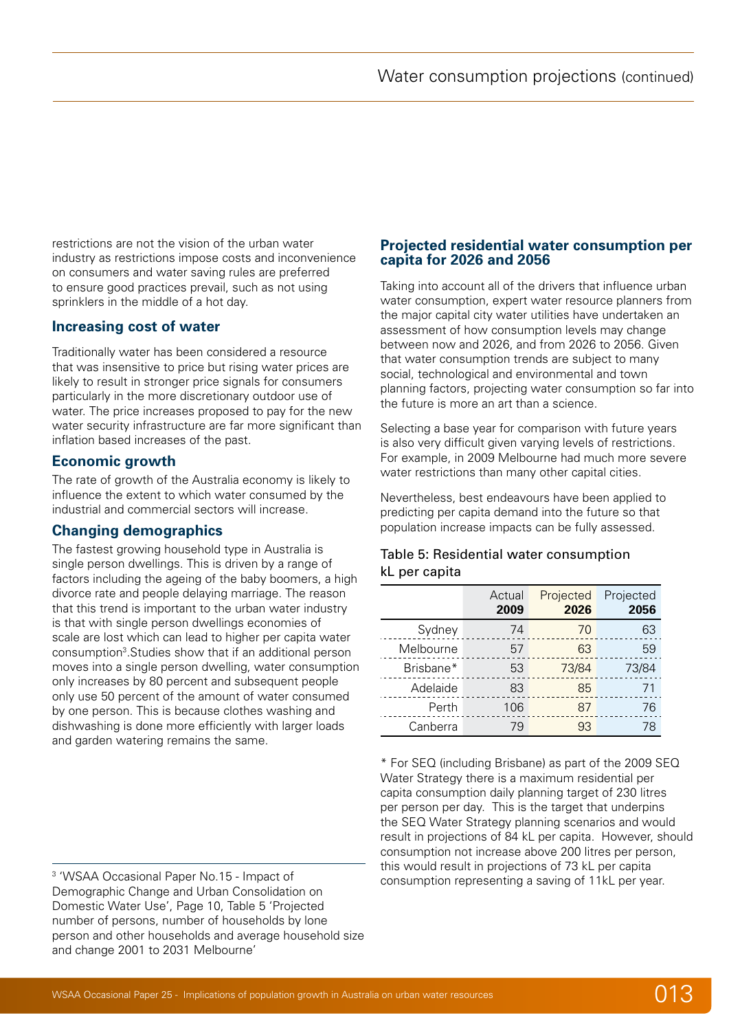restrictions are not the vision of the urban water industry as restrictions impose costs and inconvenience on consumers and water saving rules are preferred to ensure good practices prevail, such as not using sprinklers in the middle of a hot day.

### Increasing cost of water

Traditionally water has been considered a resource that was insensitive to price but rising water prices are likely to result in stronger price signals for consumers particularly in the more discretionary outdoor use of water. The price increases proposed to pay for the new water security infrastructure are far more significant than inflation based increases of the past.

### Economic growth

The rate of growth of the Australia economy is likely to influence the extent to which water consumed by the industrial and commercial sectors will increase.

### Changing demographics

The fastest growing household type in Australia is single person dwellings. This is driven by a range of factors including the ageing of the baby boomers, a high divorce rate and people delaying marriage. The reason that this trend is important to the urban water industry is that with single person dwellings economies of scale are lost which can lead to higher per capita water consumption[3].Studies show that if an additional person moves into a single person dwelling, water consumption only increases by 80 percent and subsequent people only use 50 percent of the amount of water consumed by one person. This is because clothes washing and dishwashing is done more efficiently with larger loads and garden watering remains the same.

[3] 'WSAA Occasional Paper No.15 - Impact of Demographic Change and Urban Consolidation on Domestic Water Use', Page 10, Table 5 'Projected number of persons, number of households by lone person and other households and average household size and change 2001 to 2031 Melbourne'

### Projected residential water consumption per capita for 2026 and 2056

Taking into account all of the drivers that influence urban water consumption, expert water resource planners from the major capital city water utilities have undertaken an assessment of how consumption levels may change between now and 2026, and from 2026 to 2056. Given that water consumption trends are subject to many social, technological and environmental and town planning factors, projecting water consumption so far into the future is more an art than a science.

Selecting a base year for comparison with future years is also very difficult given varying levels of restrictions. For example, in 2009 Melbourne had much more severe water restrictions than many other capital cities.

Nevertheless, best endeavours have been applied to predicting per capita demand into the future so that population increase impacts can be fully assessed.

Table 5: Residential water consumption kL per capita

| | Actual 2009 | Projected 2026 | Projected 2056 |
|---|---|---|---|
| Sydney | 74 | 70 | 63 |
| Melbourne | 57 | 63 | 59 |
| Brisbane* | 53 | 73/84 | 73/84 |
| Adelaide | 83 | 85 | 71 |
| Perth | 106 | 87 | 76 |
| Canberra | 79 | 93 | 78 |

\* For SEQ (including Brisbane) as part of the 2009 SEQ Water Strategy there is a maximum residential per capita consumption daily planning target of 230 litres per person per day. This is the target that underpins the SEQ Water Strategy planning scenarios and would result in projections of 84 kL per capita. However, should consumption not increase above 200 litres per person, this would result in projections of 73 kL per capita consumption representing a saving of 11kL per year.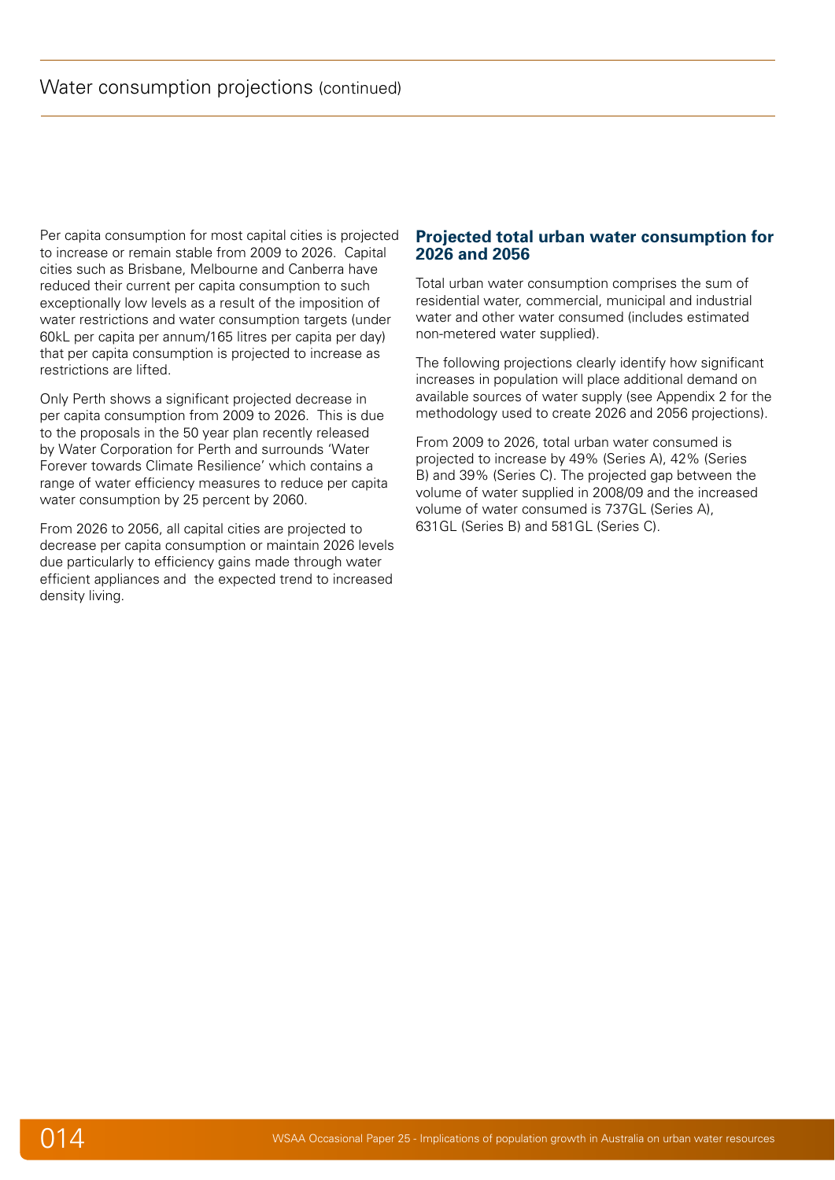## Water consumption projections (continued)

Per capita consumption for most capital cities is projected to increase or remain stable from 2009 to 2026. Capital cities such as Brisbane, Melbourne and Canberra have reduced their current per capita consumption to such exceptionally low levels as a result of the imposition of water restrictions and water consumption targets (under 60kL per capita per annum/165 litres per capita per day) that per capita consumption is projected to increase as restrictions are lifted.

Only Perth shows a significant projected decrease in per capita consumption from 2009 to 2026. This is due to the proposals in the 50 year plan recently released by Water Corporation for Perth and surrounds 'Water Forever towards Climate Resilience' which contains a range of water efficiency measures to reduce per capita water consumption by 25 percent by 2060.

From 2026 to 2056, all capital cities are projected to decrease per capita consumption or maintain 2026 levels due particularly to efficiency gains made through water efficient appliances and the expected trend to increased density living.

### Projected total urban water consumption for 2026 and 2056

Total urban water consumption comprises the sum of residential water, commercial, municipal and industrial water and other water consumed (includes estimated non-metered water supplied).

The following projections clearly identify how significant increases in population will place additional demand on available sources of water supply (see Appendix 2 for the methodology used to create 2026 and 2056 projections).

From 2009 to 2026, total urban water consumed is projected to increase by 49% (Series A), 42% (Series B) and 39% (Series C). The projected gap between the volume of water supplied in 2008/09 and the increased volume of water consumed is 737GL (Series A), 631GL (Series B) and 581GL (Series C).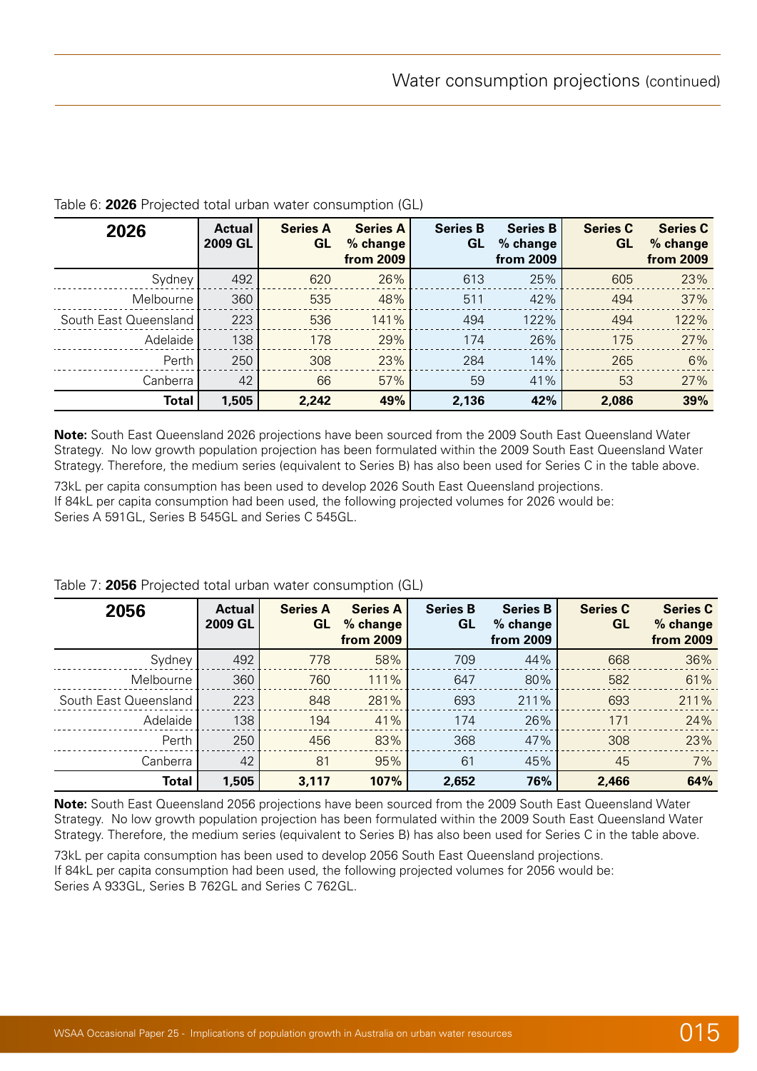Table 6: **2026** Projected total urban water consumption (GL)

| 2026 | Actual 2009 GL | Series A GL | Series A % change from 2009 | Series B GL | Series B % change from 2009 | Series C GL | Series C % change from 2009 |
|---|---|---|---|---|---|---|---|
| Sydney | 492 | 620 | 26% | 613 | 25% | 605 | 23% |
| Melbourne | 360 | 535 | 48% | 511 | 42% | 494 | 37% |
| South East Queensland | 223 | 536 | 141% | 494 | 122% | 494 | 122% |
| Adelaide | 138 | 178 | 29% | 174 | 26% | 175 | 27% |
| Perth | 250 | 308 | 23% | 284 | 14% | 265 | 6% |
| Canberra | 42 | 66 | 57% | 59 | 41% | 53 | 27% |
| **Total** | **1,505** | **2,242** | **49%** | **2,136** | **42%** | **2,086** | **39%** |

**Note:** South East Queensland 2026 projections have been sourced from the 2009 South East Queensland Water Strategy. No low growth population projection has been formulated within the 2009 South East Queensland Water Strategy. Therefore, the medium series (equivalent to Series B) has also been used for Series C in the table above.

73kL per capita consumption has been used to develop 2026 South East Queensland projections. If 84kL per capita consumption had been used, the following projected volumes for 2026 would be: Series A 591GL, Series B 545GL and Series C 545GL.

Table 7: **2056** Projected total urban water consumption (GL)

| 2056 | Actual 2009 GL | Series A GL | Series A % change from 2009 | Series B GL | Series B % change from 2009 | Series C GL | Series C % change from 2009 |
|---|---|---|---|---|---|---|---|
| Sydney | 492 | 778 | 58% | 709 | 44% | 668 | 36% |
| Melbourne | 360 | 760 | 111% | 647 | 80% | 582 | 61% |
| South East Queensland | 223 | 848 | 281% | 693 | 211% | 693 | 211% |
| Adelaide | 138 | 194 | 41% | 174 | 26% | 171 | 24% |
| Perth | 250 | 456 | 83% | 368 | 47% | 308 | 23% |
| Canberra | 42 | 81 | 95% | 61 | 45% | 45 | 7% |
| **Total** | **1,505** | **3,117** | **107%** | **2,652** | **76%** | **2,466** | **64%** |

**Note:** South East Queensland 2056 projections have been sourced from the 2009 South East Queensland Water Strategy. No low growth population projection has been formulated within the 2009 South East Queensland Water Strategy. Therefore, the medium series (equivalent to Series B) has also been used for Series C in the table above.

73kL per capita consumption has been used to develop 2056 South East Queensland projections. If 84kL per capita consumption had been used, the following projected volumes for 2056 would be: Series A 933GL, Series B 762GL and Series C 762GL.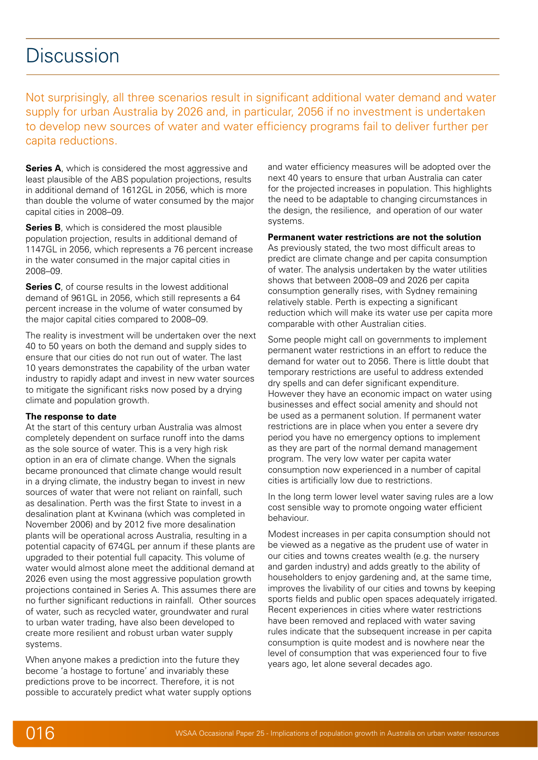# Discussion

Not surprisingly, all three scenarios result in significant additional water demand and water supply for urban Australia by 2026 and, in particular, 2056 if no investment is undertaken to develop new sources of water and water efficiency programs fail to deliver further per capita reductions.

**Series A**, which is considered the most aggressive and least plausible of the ABS population projections, results in additional demand of 1612GL in 2056, which is more than double the volume of water consumed by the major capital cities in 2008–09.

**Series B**, which is considered the most plausible population projection, results in additional demand of 1147GL in 2056, which represents a 76 percent increase in the water consumed in the major capital cities in 2008–09.

**Series C**, of course results in the lowest additional demand of 961GL in 2056, which still represents a 64 percent increase in the volume of water consumed by the major capital cities compared to 2008–09.

The reality is investment will be undertaken over the next 40 to 50 years on both the demand and supply sides to ensure that our cities do not run out of water. The last 10 years demonstrates the capability of the urban water industry to rapidly adapt and invest in new water sources to mitigate the significant risks now posed by a drying climate and population growth.

**The response to date**

At the start of this century urban Australia was almost completely dependent on surface runoff into the dams as the sole source of water. This is a very high risk option in an era of climate change. When the signals became pronounced that climate change would result in a drying climate, the industry began to invest in new sources of water that were not reliant on rainfall, such as desalination. Perth was the first State to invest in a desalination plant at Kwinana (which was completed in November 2006) and by 2012 five more desalination plants will be operational across Australia, resulting in a potential capacity of 674GL per annum if these plants are upgraded to their potential full capacity. This volume of water would almost alone meet the additional demand at 2026 even using the most aggressive population growth projections contained in Series A. This assumes there are no further significant reductions in rainfall. Other sources of water, such as recycled water, groundwater and rural to urban water trading, have also been developed to create more resilient and robust urban water supply systems.

When anyone makes a prediction into the future they become 'a hostage to fortune' and invariably these predictions prove to be incorrect. Therefore, it is not possible to accurately predict what water supply options and water efficiency measures will be adopted over the next 40 years to ensure that urban Australia can cater for the projected increases in population. This highlights the need to be adaptable to changing circumstances in the design, the resilience, and operation of our water systems.

**Permanent water restrictions are not the solution**

As previously stated, the two most difficult areas to predict are climate change and per capita consumption of water. The analysis undertaken by the water utilities shows that between 2008–09 and 2026 per capita consumption generally rises, with Sydney remaining relatively stable. Perth is expecting a significant reduction which will make its water use per capita more comparable with other Australian cities.

Some people might call on governments to implement permanent water restrictions in an effort to reduce the demand for water out to 2056. There is little doubt that temporary restrictions are useful to address extended dry spells and can defer significant expenditure. However they have an economic impact on water using businesses and effect social amenity and should not be used as a permanent solution. If permanent water restrictions are in place when you enter a severe dry period you have no emergency options to implement as they are part of the normal demand management program. The very low water per capita water consumption now experienced in a number of capital cities is artificially low due to restrictions.

In the long term lower level water saving rules are a low cost sensible way to promote ongoing water efficient behaviour.

Modest increases in per capita consumption should not be viewed as a negative as the prudent use of water in our cities and towns creates wealth (e.g. the nursery and garden industry) and adds greatly to the ability of householders to enjoy gardening and, at the same time, improves the livability of our cities and towns by keeping sports fields and public open spaces adequately irrigated. Recent experiences in cities where water restrictions have been removed and replaced with water saving rules indicate that the subsequent increase in per capita consumption is quite modest and is nowhere near the level of consumption that was experienced four to five years ago, let alone several decades ago.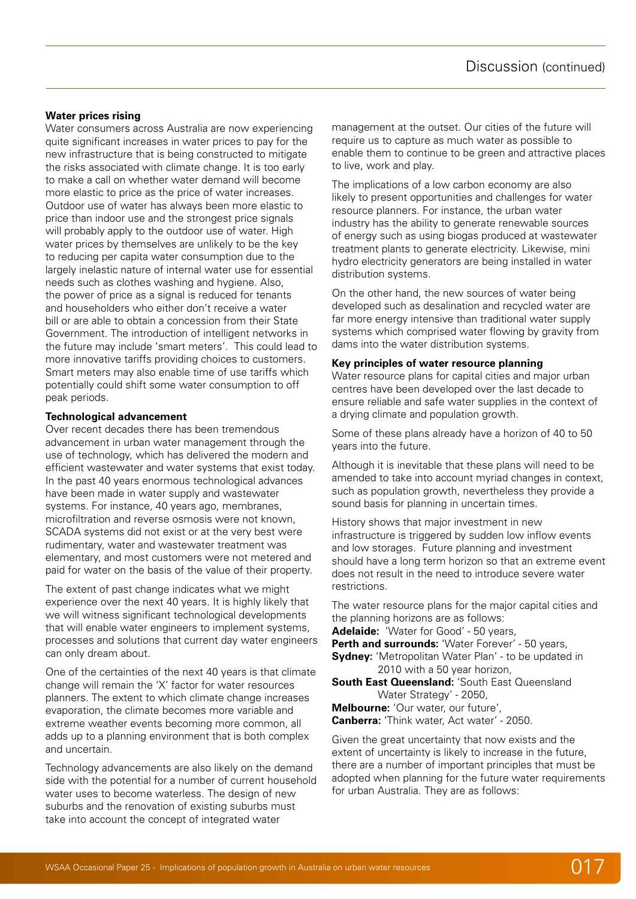### Water prices rising

Water consumers across Australia are now experiencing quite significant increases in water prices to pay for the new infrastructure that is being constructed to mitigate the risks associated with climate change. It is too early to make a call on whether water demand will become more elastic to price as the price of water increases. Outdoor use of water has always been more elastic to price than indoor use and the strongest price signals will probably apply to the outdoor use of water. High water prices by themselves are unlikely to be the key to reducing per capita water consumption due to the largely inelastic nature of internal water use for essential needs such as clothes washing and hygiene. Also, the power of price as a signal is reduced for tenants and householders who either don't receive a water bill or are able to obtain a concession from their State Government. The introduction of intelligent networks in the future may include 'smart meters'. This could lead to more innovative tariffs providing choices to customers. Smart meters may also enable time of use tariffs which potentially could shift some water consumption to off peak periods.

### Technological advancement

Over recent decades there has been tremendous advancement in urban water management through the use of technology, which has delivered the modern and efficient wastewater and water systems that exist today. In the past 40 years enormous technological advances have been made in water supply and wastewater systems. For instance, 40 years ago, membranes, microfiltration and reverse osmosis were not known, SCADA systems did not exist or at the very best were rudimentary, water and wastewater treatment was elementary, and most customers were not metered and paid for water on the basis of the value of their property.

The extent of past change indicates what we might experience over the next 40 years. It is highly likely that we will witness significant technological developments that will enable water engineers to implement systems, processes and solutions that current day water engineers can only dream about.

One of the certainties of the next 40 years is that climate change will remain the 'X' factor for water resources planners. The extent to which climate change increases evaporation, the climate becomes more variable and extreme weather events becoming more common, all adds up to a planning environment that is both complex and uncertain.

Technology advancements are also likely on the demand side with the potential for a number of current household water uses to become waterless. The design of new suburbs and the renovation of existing suburbs must take into account the concept of integrated water management at the outset. Our cities of the future will require us to capture as much water as possible to enable them to continue to be green and attractive places to live, work and play.

The implications of a low carbon economy are also likely to present opportunities and challenges for water resource planners. For instance, the urban water industry has the ability to generate renewable sources of energy such as using biogas produced at wastewater treatment plants to generate electricity. Likewise, mini hydro electricity generators are being installed in water distribution systems.

On the other hand, the new sources of water being developed such as desalination and recycled water are far more energy intensive than traditional water supply systems which comprised water flowing by gravity from dams into the water distribution systems.

### Key principles of water resource planning

Water resource plans for capital cities and major urban centres have been developed over the last decade to ensure reliable and safe water supplies in the context of a drying climate and population growth.

Some of these plans already have a horizon of 40 to 50 years into the future.

Although it is inevitable that these plans will need to be amended to take into account myriad changes in context, such as population growth, nevertheless they provide a sound basis for planning in uncertain times.

History shows that major investment in new infrastructure is triggered by sudden low inflow events and low storages. Future planning and investment should have a long term horizon so that an extreme event does not result in the need to introduce severe water restrictions.

The water resource plans for the major capital cities and the planning horizons are as follows:

**Adelaide:** 'Water for Good' - 50 years,
**Perth and surrounds:** 'Water Forever' - 50 years,
**Sydney:** 'Metropolitan Water Plan' - to be updated in 2010 with a 50 year horizon,
**South East Queensland:** 'South East Queensland Water Strategy' - 2050,
**Melbourne:** 'Our water, our future',
**Canberra:** 'Think water, Act water' - 2050.

Given the great uncertainty that now exists and the extent of uncertainty is likely to increase in the future, there are a number of important principles that must be adopted when planning for the future water requirements for urban Australia. They are as follows: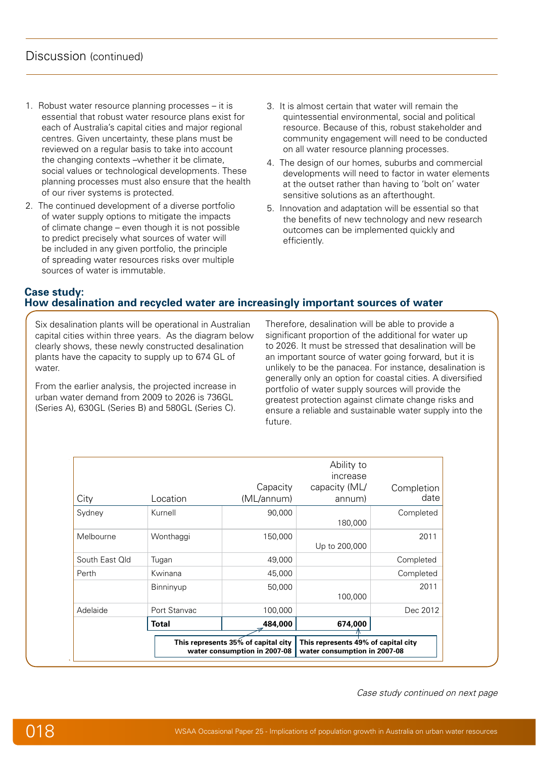## Discussion (continued)

1. Robust water resource planning processes – it is essential that robust water resource plans exist for each of Australia's capital cities and major regional centres. Given uncertainty, these plans must be reviewed on a regular basis to take into account the changing contexts –whether it be climate, social values or technological developments. These planning processes must also ensure that the health of our river systems is protected.
2. The continued development of a diverse portfolio of water supply options to mitigate the impacts of climate change – even though it is not possible to predict precisely what sources of water will be included in any given portfolio, the principle of spreading water resources risks over multiple sources of water is immutable.
3. It is almost certain that water will remain the quintessential environmental, social and political resource. Because of this, robust stakeholder and community engagement will need to be conducted on all water resource planning processes.
4. The design of our homes, suburbs and commercial developments will need to factor in water elements at the outset rather than having to 'bolt on' water sensitive solutions as an afterthought.
5. Innovation and adaptation will be essential so that the benefits of new technology and new research outcomes can be implemented quickly and efficiently.

### Case study:
### How desalination and recycled water are increasingly important sources of water

Six desalination plants will be operational in Australian capital cities within three years. As the diagram below clearly shows, these newly constructed desalination plants have the capacity to supply up to 674 GL of water.

From the earlier analysis, the projected increase in urban water demand from 2009 to 2026 is 736GL (Series A), 630GL (Series B) and 580GL (Series C).

Therefore, desalination will be able to provide a significant proportion of the additional for water up to 2026. It must be stressed that desalination will be an important source of water going forward, but it is unlikely to be the panacea. For instance, desalination is generally only an option for coastal cities. A diversified portfolio of water supply sources will provide the greatest protection against climate change risks and ensure a reliable and sustainable water supply into the future.

| City | Location | Capacity (ML/annum) | Ability to increase capacity (ML/annum) | Completion date |
|---|---|---|---|---|
| Sydney | Kurnell | 90,000 | 180,000 | Completed |
| Melbourne | Wonthaggi | 150,000 | Up to 200,000 | 2011 |
| South East Qld | Tugan | 49,000 | | Completed |
| Perth | Kwinana | 45,000 | | Completed |
| | Binninyup | 50,000 | 100,000 | 2011 |
| Adelaide | Port Stanvac | 100,000 | | Dec 2012 |
| | **Total** | **484,000** | **674,000** | |

**This represents 35% of capital city water consumption in 2007-08** (Capacity total)

**This represents 49% of capital city water consumption in 2007-08** (Ability to increase capacity total)

*Case study continued on next page*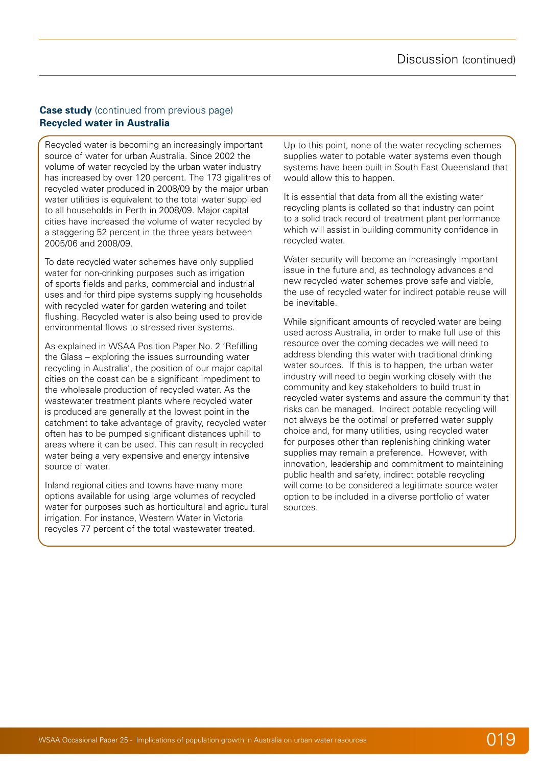**Case study** (continued from previous page)
**Recycled water in Australia**

Recycled water is becoming an increasingly important source of water for urban Australia. Since 2002 the volume of water recycled by the urban water industry has increased by over 120 percent. The 173 gigalitres of recycled water produced in 2008/09 by the major urban water utilities is equivalent to the total water supplied to all households in Perth in 2008/09. Major capital cities have increased the volume of water recycled by a staggering 52 percent in the three years between 2005/06 and 2008/09.

To date recycled water schemes have only supplied water for non-drinking purposes such as irrigation of sports fields and parks, commercial and industrial uses and for third pipe systems supplying households with recycled water for garden watering and toilet flushing. Recycled water is also being used to provide environmental flows to stressed river systems.

As explained in WSAA Position Paper No. 2 'Refilling the Glass – exploring the issues surrounding water recycling in Australia', the position of our major capital cities on the coast can be a significant impediment to the wholesale production of recycled water. As the wastewater treatment plants where recycled water is produced are generally at the lowest point in the catchment to take advantage of gravity, recycled water often has to be pumped significant distances uphill to areas where it can be used. This can result in recycled water being a very expensive and energy intensive source of water.

Inland regional cities and towns have many more options available for using large volumes of recycled water for purposes such as horticultural and agricultural irrigation. For instance, Western Water in Victoria recycles 77 percent of the total wastewater treated.

Up to this point, none of the water recycling schemes supplies water to potable water systems even though systems have been built in South East Queensland that would allow this to happen.

It is essential that data from all the existing water recycling plants is collated so that industry can point to a solid track record of treatment plant performance which will assist in building community confidence in recycled water.

Water security will become an increasingly important issue in the future and, as technology advances and new recycled water schemes prove safe and viable, the use of recycled water for indirect potable reuse will be inevitable.

While significant amounts of recycled water are being used across Australia, in order to make full use of this resource over the coming decades we will need to address blending this water with traditional drinking water sources. If this is to happen, the urban water industry will need to begin working closely with the community and key stakeholders to build trust in recycled water systems and assure the community that risks can be managed. Indirect potable recycling will not always be the optimal or preferred water supply choice and, for many utilities, using recycled water for purposes other than replenishing drinking water supplies may remain a preference. However, with innovation, leadership and commitment to maintaining public health and safety, indirect potable recycling will come to be considered a legitimate source water option to be included in a diverse portfolio of water sources.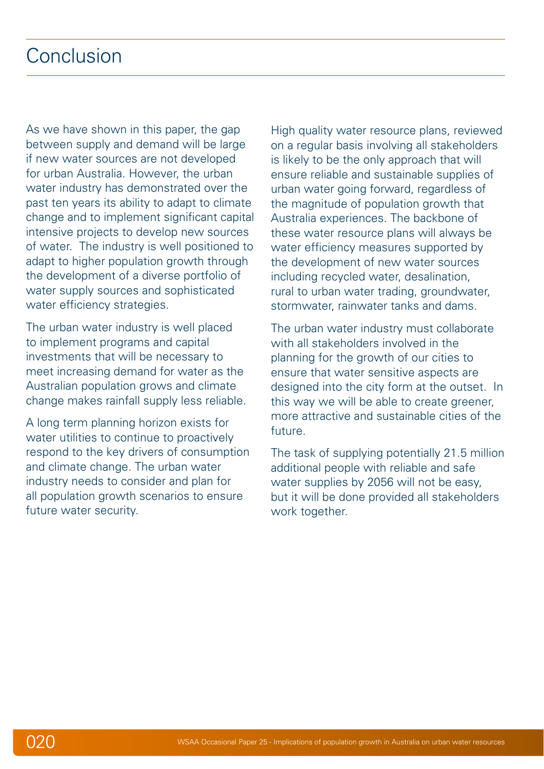# Conclusion

As we have shown in this paper, the gap between supply and demand will be large if new water sources are not developed for urban Australia. However, the urban water industry has demonstrated over the past ten years its ability to adapt to climate change and to implement significant capital intensive projects to develop new sources of water. The industry is well positioned to adapt to higher population growth through the development of a diverse portfolio of water supply sources and sophisticated water efficiency strategies.

The urban water industry is well placed to implement programs and capital investments that will be necessary to meet increasing demand for water as the Australian population grows and climate change makes rainfall supply less reliable.

A long term planning horizon exists for water utilities to continue to proactively respond to the key drivers of consumption and climate change. The urban water industry needs to consider and plan for all population growth scenarios to ensure future water security.

High quality water resource plans, reviewed on a regular basis involving all stakeholders is likely to be the only approach that will ensure reliable and sustainable supplies of urban water going forward, regardless of the magnitude of population growth that Australia experiences. The backbone of these water resource plans will always be water efficiency measures supported by the development of new water sources including recycled water, desalination, rural to urban water trading, groundwater, stormwater, rainwater tanks and dams.

The urban water industry must collaborate with all stakeholders involved in the planning for the growth of our cities to ensure that water sensitive aspects are designed into the city form at the outset. In this way we will be able to create greener, more attractive and sustainable cities of the future.

The task of supplying potentially 21.5 million additional people with reliable and safe water supplies by 2056 will not be easy, but it will be done provided all stakeholders work together.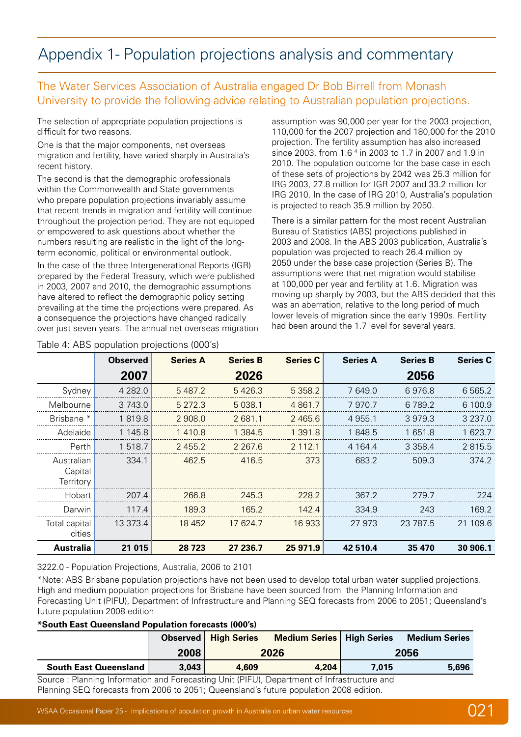# Appendix 1- Population projections analysis and commentary

## The Water Services Association of Australia engaged Dr Bob Birrell from Monash University to provide the following advice relating to Australian population projections.

The selection of appropriate population projections is difficult for two reasons.

One is that the major components, net overseas migration and fertility, have varied sharply in Australia's recent history.

The second is that the demographic professionals within the Commonwealth and State governments who prepare population projections invariably assume that recent trends in migration and fertility will continue throughout the projection period. They are not equipped or empowered to ask questions about whether the numbers resulting are realistic in the light of the long-term economic, political or environmental outlook.

In the case of the three Intergenerational Reports (IGR) prepared by the Federal Treasury, which were published in 2003, 2007 and 2010, the demographic assumptions have altered to reflect the demographic policy setting prevailing at the time the projections were prepared. As a consequence the projections have changed radically over just seven years. The annual net overseas migration assumption was 90,000 per year for the 2003 projection, 110,000 for the 2007 projection and 180,000 for the 2010 projection. The fertility assumption has also increased since 2003, from 1.6 [4] in 2003 to 1.7 in 2007 and 1.9 in 2010. The population outcome for the base case in each of these sets of projections by 2042 was 25.3 million for IRG 2003, 27.8 million for IGR 2007 and 33.2 million for IRG 2010. In the case of IRG 2010, Australia's population is projected to reach 35.9 million by 2050.

There is a similar pattern for the most recent Australian Bureau of Statistics (ABS) projections published in 2003 and 2008. In the ABS 2003 publication, Australia's population was projected to reach 26.4 million by 2050 under the base case projection (Series B). The assumptions were that net migration would stabilise at 100,000 per year and fertility at 1.6. Migration was moving up sharply by 2003, but the ABS decided that this was an aberration, relative to the long period of much lower levels of migration since the early 1990s. Fertility had been around the 1.7 level for several years.

Table 4: ABS population projections (000's)

| | Observed | Series A | Series B | Series C | Series A | Series B | Series C |
|---|---|---|---|---|---|---|---|
| | 2007 | | 2026 | | | 2056 | |
| Sydney | 4 282.0 | 5 487.2 | 5 426.3 | 5 358.2 | 7 649.0 | 6 976.8 | 6 565.2 |
| Melbourne | 3 743.0 | 5 272.3 | 5 038.1 | 4 861.7 | 7 970.7 | 6 789.2 | 6 100.9 |
| Brisbane * | 1 819.8 | 2 908.0 | 2 681.1 | 2 465.6 | 4 955.1 | 3 979.3 | 3 237.0 |
| Adelaide | 1 145.8 | 1 410.8 | 1 384.5 | 1 391.8 | 1 848.5 | 1 651.8 | 1 623.7 |
| Perth | 1 518.7 | 2 455.2 | 2 267.6 | 2 112.1 | 4 164.4 | 3 358.4 | 2 815.5 |
| Australian Capital Territory | 334.1 | 462.5 | 416.5 | 373 | 683.2 | 509.3 | 374.2 |
| Hobart | 207.4 | 266.8 | 245.3 | 228.2 | 367.2 | 279.7 | 224 |
| Darwin | 117.4 | 189.3 | 165.2 | 142.4 | 334.9 | 243 | 169.2 |
| Total capital cities | 13 373.4 | 18 452 | 17 624.7 | 16 933 | 27 973 | 23 787.5 | 21 109.6 |
| **Australia** | **21 015** | **28 723** | **27 236.7** | **25 971.9** | **42 510.4** | **35 470** | **30 906.1** |

3222.0 - Population Projections, Australia, 2006 to 2101

*Note: ABS Brisbane population projections have not been used to develop total urban water supplied projections. High and medium population projections for Brisbane have been sourced from the Planning Information and Forecasting Unit (PIFU), Department of Infrastructure and Planning SEQ forecasts from 2006 to 2051; Queensland's future population 2008 edition

**\*South East Queensland Population forecasts (000's)**

| | Observed | High Series | Medium Series | High Series | Medium Series |
|---|---|---|---|---|---|
| | 2008 | 2026 | | 2056 | |
| **South East Queensland** | **3,043** | **4,609** | **4,204** | **7,015** | **5,696** |

Source : Planning Information and Forecasting Unit (PIFU), Department of Infrastructure and Planning SEQ forecasts from 2006 to 2051; Queensland's future population 2008 edition.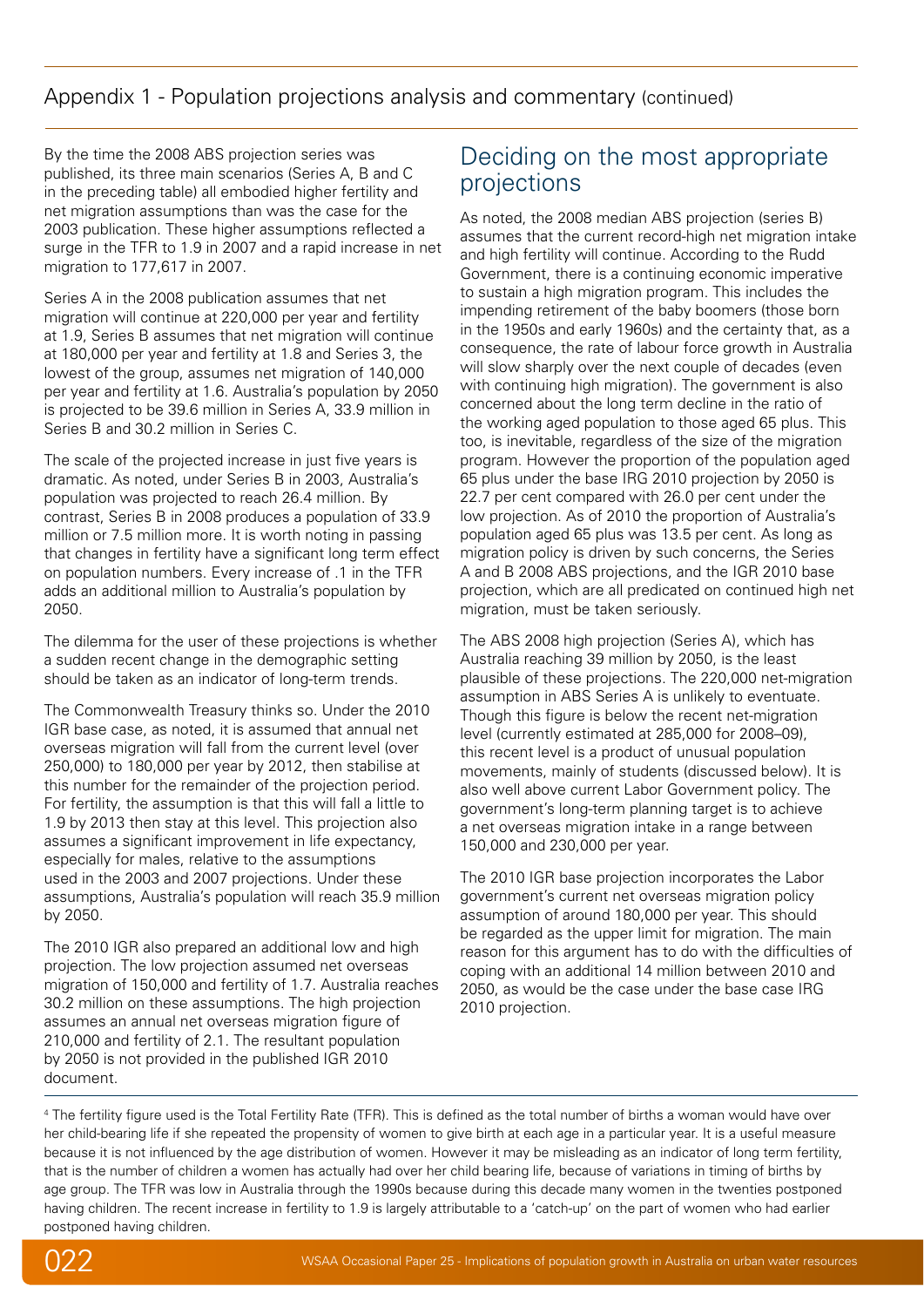## Appendix 1 - Population projections analysis and commentary (continued)

By the time the 2008 ABS projection series was published, its three main scenarios (Series A, B and C in the preceding table) all embodied higher fertility and net migration assumptions than was the case for the 2003 publication. These higher assumptions reflected a surge in the TFR to 1.9 in 2007 and a rapid increase in net migration to 177,617 in 2007.

Series A in the 2008 publication assumes that net migration will continue at 220,000 per year and fertility at 1.9, Series B assumes that net migration will continue at 180,000 per year and fertility at 1.8 and Series 3, the lowest of the group, assumes net migration of 140,000 per year and fertility at 1.6. Australia's population by 2050 is projected to be 39.6 million in Series A, 33.9 million in Series B and 30.2 million in Series C.

The scale of the projected increase in just five years is dramatic. As noted, under Series B in 2003, Australia's population was projected to reach 26.4 million. By contrast, Series B in 2008 produces a population of 33.9 million or 7.5 million more. It is worth noting in passing that changes in fertility have a significant long term effect on population numbers. Every increase of .1 in the TFR adds an additional million to Australia's population by 2050.

The dilemma for the user of these projections is whether a sudden recent change in the demographic setting should be taken as an indicator of long-term trends.

The Commonwealth Treasury thinks so. Under the 2010 IGR base case, as noted, it is assumed that annual net overseas migration will fall from the current level (over 250,000) to 180,000 per year by 2012, then stabilise at this number for the remainder of the projection period. For fertility, the assumption is that this will fall a little to 1.9 by 2013 then stay at this level. This projection also assumes a significant improvement in life expectancy, especially for males, relative to the assumptions used in the 2003 and 2007 projections. Under these assumptions, Australia's population will reach 35.9 million by 2050.

The 2010 IGR also prepared an additional low and high projection. The low projection assumed net overseas migration of 150,000 and fertility of 1.7. Australia reaches 30.2 million on these assumptions. The high projection assumes an annual net overseas migration figure of 210,000 and fertility of 2.1. The resultant population by 2050 is not provided in the published IGR 2010 document.

## Deciding on the most appropriate projections

As noted, the 2008 median ABS projection (series B) assumes that the current record-high net migration intake and high fertility will continue. According to the Rudd Government, there is a continuing economic imperative to sustain a high migration program. This includes the impending retirement of the baby boomers (those born in the 1950s and early 1960s) and the certainty that, as a consequence, the rate of labour force growth in Australia will slow sharply over the next couple of decades (even with continuing high migration). The government is also concerned about the long term decline in the ratio of the working aged population to those aged 65 plus. This too, is inevitable, regardless of the size of the migration program. However the proportion of the population aged 65 plus under the base IRG 2010 projection by 2050 is 22.7 per cent compared with 26.0 per cent under the low projection. As of 2010 the proportion of Australia's population aged 65 plus was 13.5 per cent. As long as migration policy is driven by such concerns, the Series A and B 2008 ABS projections, and the IGR 2010 base projection, which are all predicated on continued high net migration, must be taken seriously.

The ABS 2008 high projection (Series A), which has Australia reaching 39 million by 2050, is the least plausible of these projections. The 220,000 net-migration assumption in ABS Series A is unlikely to eventuate. Though this figure is below the recent net-migration level (currently estimated at 285,000 for 2008–09), this recent level is a product of unusual population movements, mainly of students (discussed below). It is also well above current Labor Government policy. The government's long-term planning target is to achieve a net overseas migration intake in a range between 150,000 and 230,000 per year.

The 2010 IGR base projection incorporates the Labor government's current net overseas migration policy assumption of around 180,000 per year. This should be regarded as the upper limit for migration. The main reason for this argument has to do with the difficulties of coping with an additional 14 million between 2010 and 2050, as would be the case under the base case IRG 2010 projection.

---

[4] The fertility figure used is the Total Fertility Rate (TFR). This is defined as the total number of births a woman would have over her child-bearing life if she repeated the propensity of women to give birth at each age in a particular year. It is a useful measure because it is not influenced by the age distribution of women. However it may be misleading as an indicator of long term fertility, that is the number of children a women has actually had over her child bearing life, because of variations in timing of births by age group. The TFR was low in Australia through the 1990s because during this decade many women in the twenties postponed having children. The recent increase in fertility to 1.9 is largely attributable to a 'catch-up' on the part of women who had earlier postponed having children.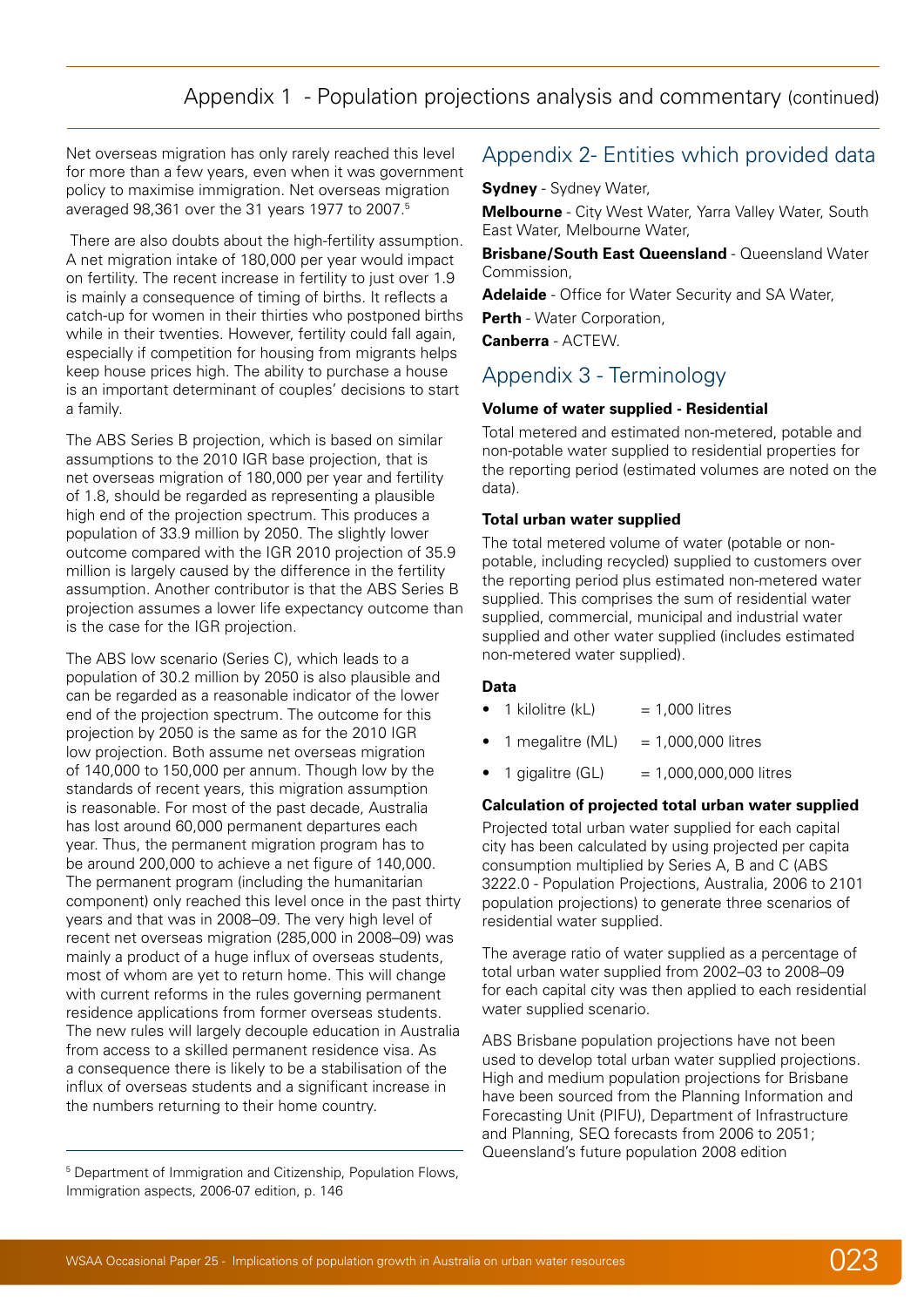Net overseas migration has only rarely reached this level for more than a few years, even when it was government policy to maximise immigration. Net overseas migration averaged 98,361 over the 31 years 1977 to 2007.[5]

There are also doubts about the high-fertility assumption. A net migration intake of 180,000 per year would impact on fertility. The recent increase in fertility to just over 1.9 is mainly a consequence of timing of births. It reflects a catch-up for women in their thirties who postponed births while in their twenties. However, fertility could fall again, especially if competition for housing from migrants helps keep house prices high. The ability to purchase a house is an important determinant of couples' decisions to start a family.

The ABS Series B projection, which is based on similar assumptions to the 2010 IGR base projection, that is net overseas migration of 180,000 per year and fertility of 1.8, should be regarded as representing a plausible high end of the projection spectrum. This produces a population of 33.9 million by 2050. The slightly lower outcome compared with the IGR 2010 projection of 35.9 million is largely caused by the difference in the fertility assumption. Another contributor is that the ABS Series B projection assumes a lower life expectancy outcome than is the case for the IGR projection.

The ABS low scenario (Series C), which leads to a population of 30.2 million by 2050 is also plausible and can be regarded as a reasonable indicator of the lower end of the projection spectrum. The outcome for this projection by 2050 is the same as for the 2010 IGR low projection. Both assume net overseas migration of 140,000 to 150,000 per annum. Though low by the standards of recent years, this migration assumption is reasonable. For most of the past decade, Australia has lost around 60,000 permanent departures each year. Thus, the permanent migration program has to be around 200,000 to achieve a net figure of 140,000. The permanent program (including the humanitarian component) only reached this level once in the past thirty years and that was in 2008–09. The very high level of recent net overseas migration (285,000 in 2008–09) was mainly a product of a huge influx of overseas students, most of whom are yet to return home. This will change with current reforms in the rules governing permanent residence applications from former overseas students. The new rules will largely decouple education in Australia from access to a skilled permanent residence visa. As a consequence there is likely to be a stabilisation of the influx of overseas students and a significant increase in the numbers returning to their home country.

[5] Department of Immigration and Citizenship, Population Flows, Immigration aspects, 2006-07 edition, p. 146

## Appendix 2- Entities which provided data

**Sydney** - Sydney Water,

**Melbourne** - City West Water, Yarra Valley Water, South East Water, Melbourne Water,

**Brisbane/South East Queensland** - Queensland Water Commission,

**Adelaide** - Office for Water Security and SA Water,

**Perth** - Water Corporation,

**Canberra** - ACTEW.

## Appendix 3 - Terminology

### Volume of water supplied - Residential

Total metered and estimated non-metered, potable and non-potable water supplied to residential properties for the reporting period (estimated volumes are noted on the data).

### Total urban water supplied

The total metered volume of water (potable or non-potable, including recycled) supplied to customers over the reporting period plus estimated non-metered water supplied. This comprises the sum of residential water supplied, commercial, municipal and industrial water supplied and other water supplied (includes estimated non-metered water supplied).

### Data

- 1 kilolitre (kL) = 1,000 litres
- 1 megalitre (ML) = 1,000,000 litres
- 1 gigalitre (GL) = 1,000,000,000 litres

### Calculation of projected total urban water supplied

Projected total urban water supplied for each capital city has been calculated by using projected per capita consumption multiplied by Series A, B and C (ABS 3222.0 - Population Projections, Australia, 2006 to 2101 population projections) to generate three scenarios of residential water supplied.

The average ratio of water supplied as a percentage of total urban water supplied from 2002–03 to 2008–09 for each capital city was then applied to each residential water supplied scenario.

ABS Brisbane population projections have not been used to develop total urban water supplied projections. High and medium population projections for Brisbane have been sourced from the Planning Information and Forecasting Unit (PIFU), Department of Infrastructure and Planning, SEQ forecasts from 2006 to 2051; Queensland's future population 2008 edition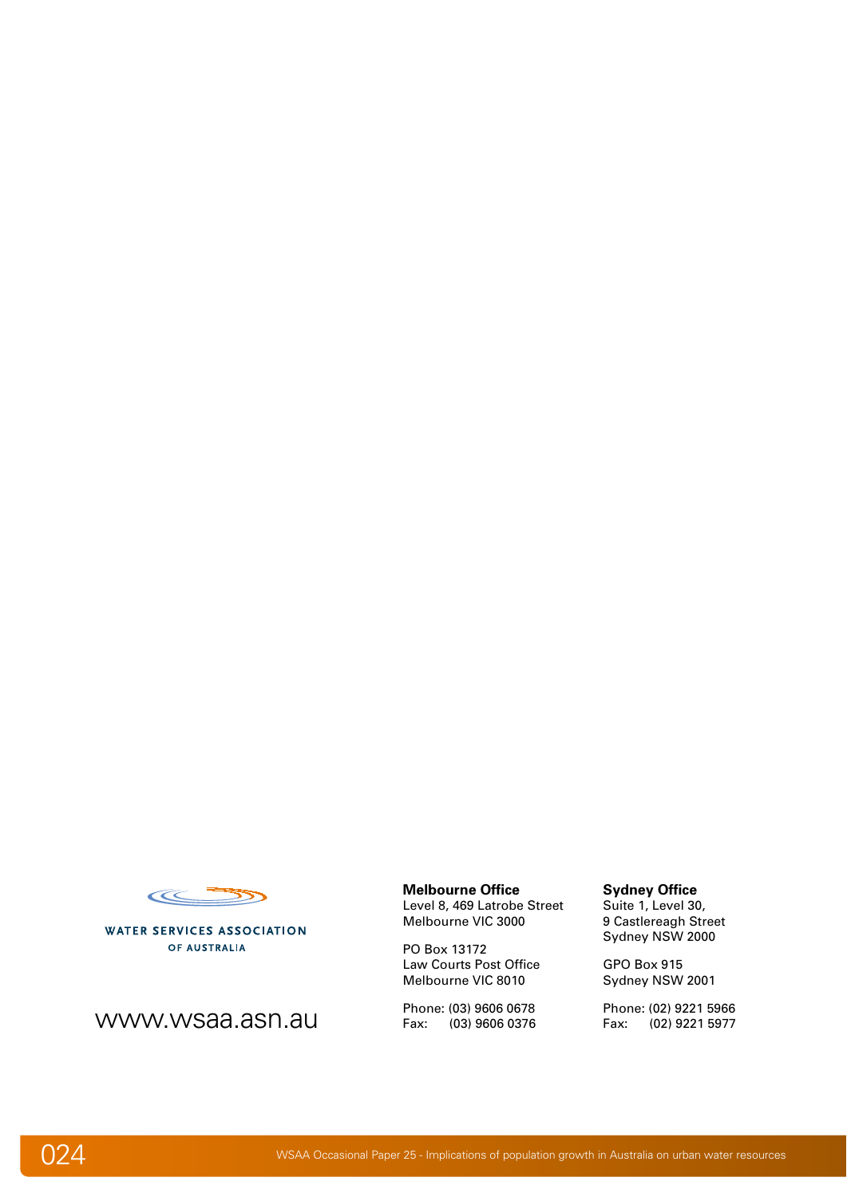WATER SERVICES ASSOCIATION
OF AUSTRALIA

www.wsaa.asn.au

**Melbourne Office**
Level 8, 469 Latrobe Street
Melbourne VIC 3000

PO Box 13172
Law Courts Post Office
Melbourne VIC 8010

Phone: (03) 9606 0678
Fax: (03) 9606 0376

**Sydney Office**
Suite 1, Level 30,
9 Castlereagh Street
Sydney NSW 2000

GPO Box 915
Sydney NSW 2001

Phone: (02) 9221 5966
Fax: (02) 9221 5977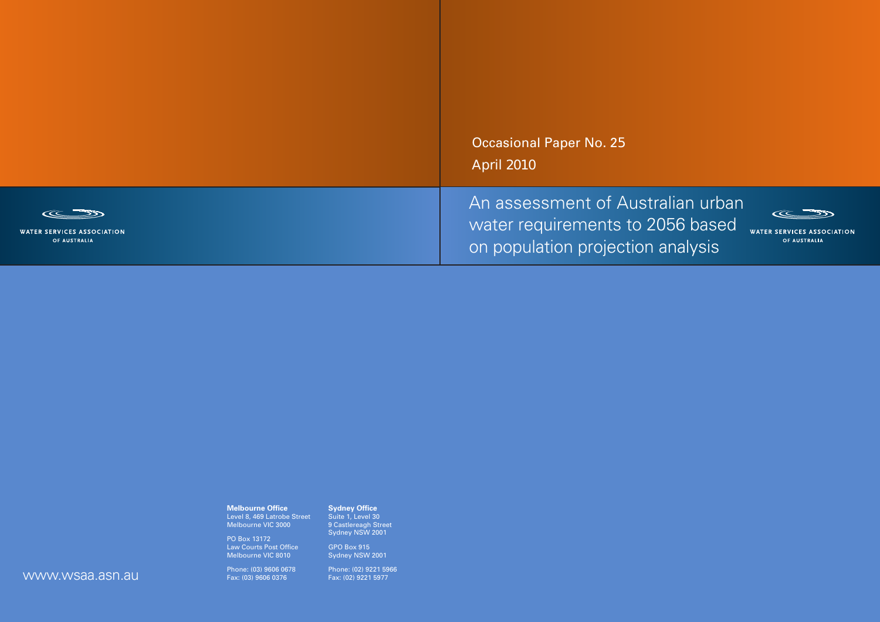Occasional Paper No. 25

April 2010

# An assessment of Australian urban water requirements to 2056 based on population projection analysis

WATER SERVICES ASSOCIATION OF AUSTRALIA

WATER SERVICES ASSOCIATION OF AUSTRALIA

**Melbourne Office**
Level 8, 469 Latrobe Street
Melbourne VIC 3000

PO Box 13172
Law Courts Post Office
Melbourne VIC 8010

Phone: (03) 9606 0678
Fax: (03) 9606 0376

**Sydney Office**
Suite 1, Level 30
9 Castlereagh Street
Sydney NSW 2001

GPO Box 915
Sydney NSW 2001

Phone: (02) 9221 5966
Fax: (02) 9221 5977

www.wsaa.asn.au